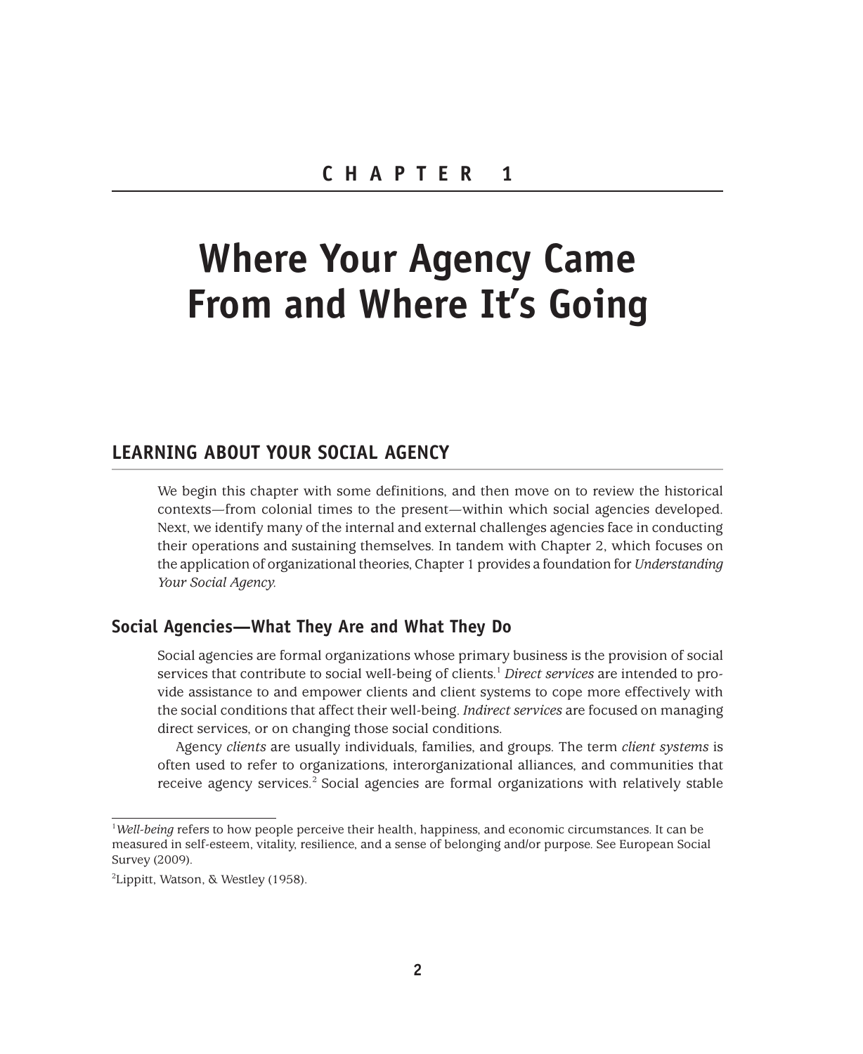# CHAPTER 1

# Where Your Agency Came From and Where It's Going

## LEARNING ABOUT YOUR SOCIAL AGENCY

We begin this chapter with some definitions, and then move on to review the historical contexts—from colonial times to the present—within which social agencies developed. Next, we identify many of the internal and external challenges agencies face in conducting their operations and sustaining themselves. In tandem with Chapter 2, which focuses on the application of organizational theories, Chapter 1 provides a foundation for *Understanding Your Social Agency.*

### Social Agencies—What They Are and What They Do

Social agencies are formal organizations whose primary business is the provision of social services that contribute to social well-being of clients.[1] *Direct services* are intended to provide assistance to and empower clients and client systems to cope more effectively with the social conditions that affect their well-being. *Indirect services* are focused on managing direct services, or on changing those social conditions.

Agency *clients* are usually individuals, families, and groups. The term *client systems* is often used to refer to organizations, interorganizational alliances, and communities that receive agency services.[2] Social agencies are formal organizations with relatively stable

---

[1] *Well-being* refers to how people perceive their health, happiness, and economic circumstances. It can be measured in self-esteem, vitality, resilience, and a sense of belonging and/or purpose. See European Social Survey (2009).

[2] Lippitt, Watson, & Westley (1958).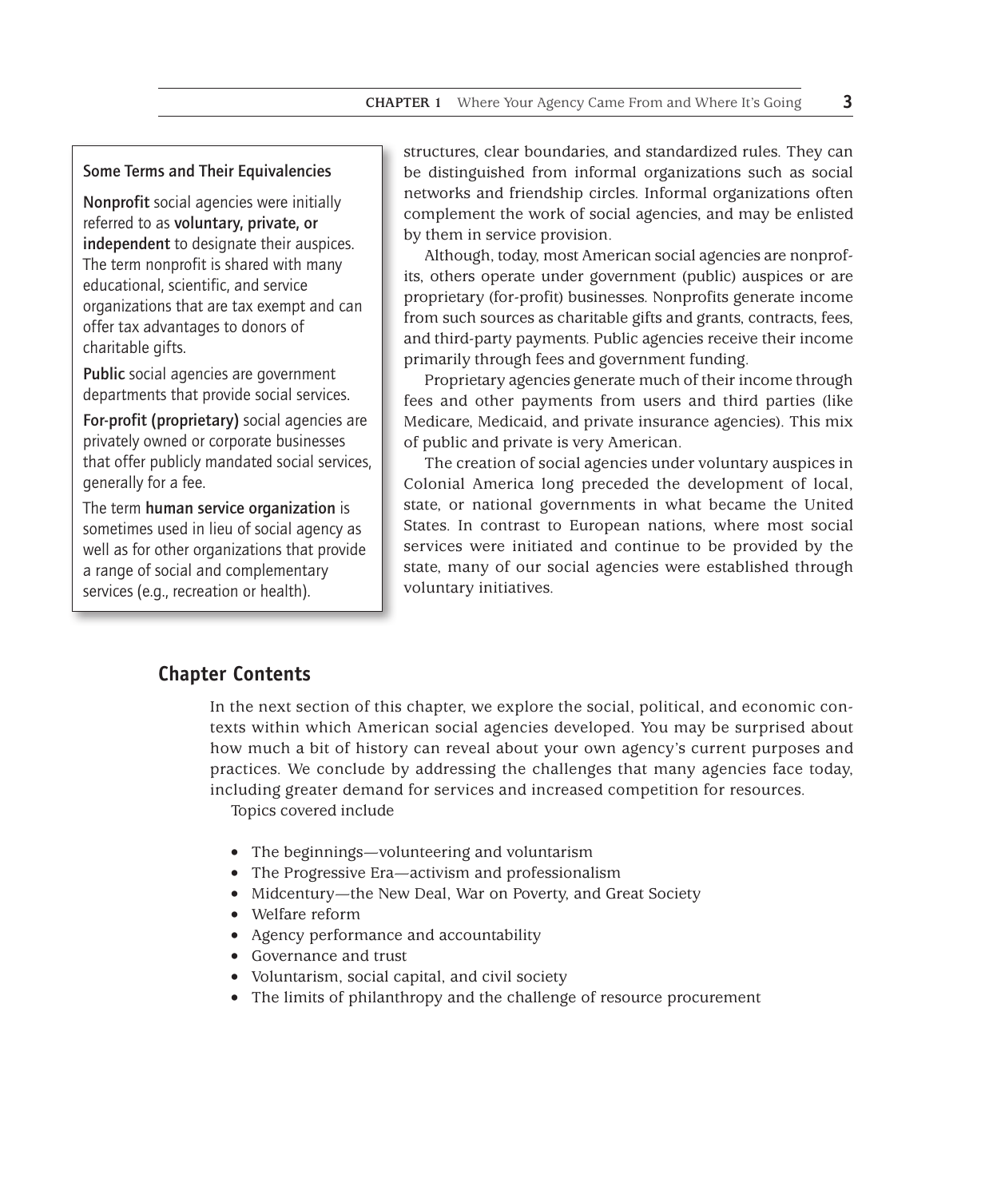**Some Terms and Their Equivalencies**

**Nonprofit** social agencies were initially referred to as **voluntary, private, or independent** to designate their auspices. The term nonprofit is shared with many educational, scientific, and service organizations that are tax exempt and can offer tax advantages to donors of charitable gifts.

**Public** social agencies are government departments that provide social services.

**For-profit (proprietary)** social agencies are privately owned or corporate businesses that offer publicly mandated social services, generally for a fee.

The term **human service organization** is sometimes used in lieu of social agency as well as for other organizations that provide a range of social and complementary services (e.g., recreation or health).

structures, clear boundaries, and standardized rules. They can be distinguished from informal organizations such as social networks and friendship circles. Informal organizations often complement the work of social agencies, and may be enlisted by them in service provision.

Although, today, most American social agencies are nonprofits, others operate under government (public) auspices or are proprietary (for-profit) businesses. Nonprofits generate income from such sources as charitable gifts and grants, contracts, fees, and third-party payments. Public agencies receive their income primarily through fees and government funding.

Proprietary agencies generate much of their income through fees and other payments from users and third parties (like Medicare, Medicaid, and private insurance agencies). This mix of public and private is very American.

The creation of social agencies under voluntary auspices in Colonial America long preceded the development of local, state, or national governments in what became the United States. In contrast to European nations, where most social services were initiated and continue to be provided by the state, many of our social agencies were established through voluntary initiatives.

## Chapter Contents

In the next section of this chapter, we explore the social, political, and economic contexts within which American social agencies developed. You may be surprised about how much a bit of history can reveal about your own agency's current purposes and practices. We conclude by addressing the challenges that many agencies face today, including greater demand for services and increased competition for resources.

Topics covered include

- The beginnings—volunteering and voluntarism
- The Progressive Era—activism and professionalism
- Midcentury—the New Deal, War on Poverty, and Great Society
- Welfare reform
- Agency performance and accountability
- Governance and trust
- Voluntarism, social capital, and civil society
- The limits of philanthropy and the challenge of resource procurement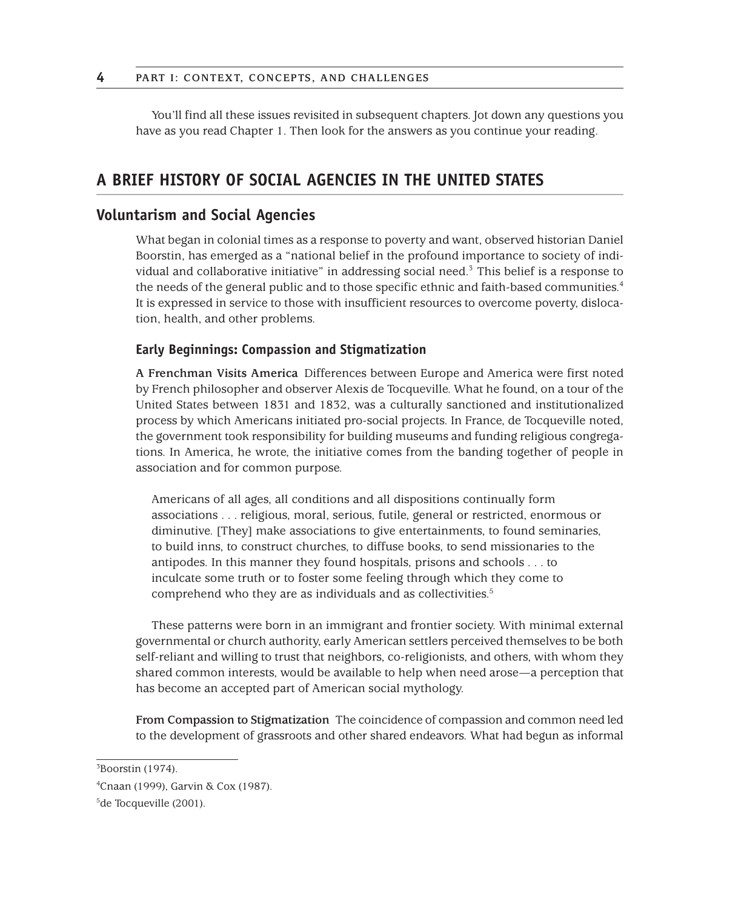You'll find all these issues revisited in subsequent chapters. Jot down any questions you have as you read Chapter 1. Then look for the answers as you continue your reading.

## A BRIEF HISTORY OF SOCIAL AGENCIES IN THE UNITED STATES

### Voluntarism and Social Agencies

What began in colonial times as a response to poverty and want, observed historian Daniel Boorstin, has emerged as a "national belief in the profound importance to society of individual and collaborative initiative" in addressing social need.[3] This belief is a response to the needs of the general public and to those specific ethnic and faith-based communities.[4] It is expressed in service to those with insufficient resources to overcome poverty, dislocation, health, and other problems.

#### Early Beginnings: Compassion and Stigmatization

**A Frenchman Visits America** Differences between Europe and America were first noted by French philosopher and observer Alexis de Tocqueville. What he found, on a tour of the United States between 1831 and 1832, was a culturally sanctioned and institutionalized process by which Americans initiated pro-social projects. In France, de Tocqueville noted, the government took responsibility for building museums and funding religious congregations. In America, he wrote, the initiative comes from the banding together of people in association and for common purpose.

> Americans of all ages, all conditions and all dispositions continually form associations . . . religious, moral, serious, futile, general or restricted, enormous or diminutive. [They] make associations to give entertainments, to found seminaries, to build inns, to construct churches, to diffuse books, to send missionaries to the antipodes. In this manner they found hospitals, prisons and schools . . . to inculcate some truth or to foster some feeling through which they come to comprehend who they are as individuals and as collectivities.[5]

These patterns were born in an immigrant and frontier society. With minimal external governmental or church authority, early American settlers perceived themselves to be both self-reliant and willing to trust that neighbors, co-religionists, and others, with whom they shared common interests, would be available to help when need arose—a perception that has become an accepted part of American social mythology.

**From Compassion to Stigmatization** The coincidence of compassion and common need led to the development of grassroots and other shared endeavors. What had begun as informal

---

[3] Boorstin (1974).

[4] Cnaan (1999), Garvin & Cox (1987).

[5] de Tocqueville (2001).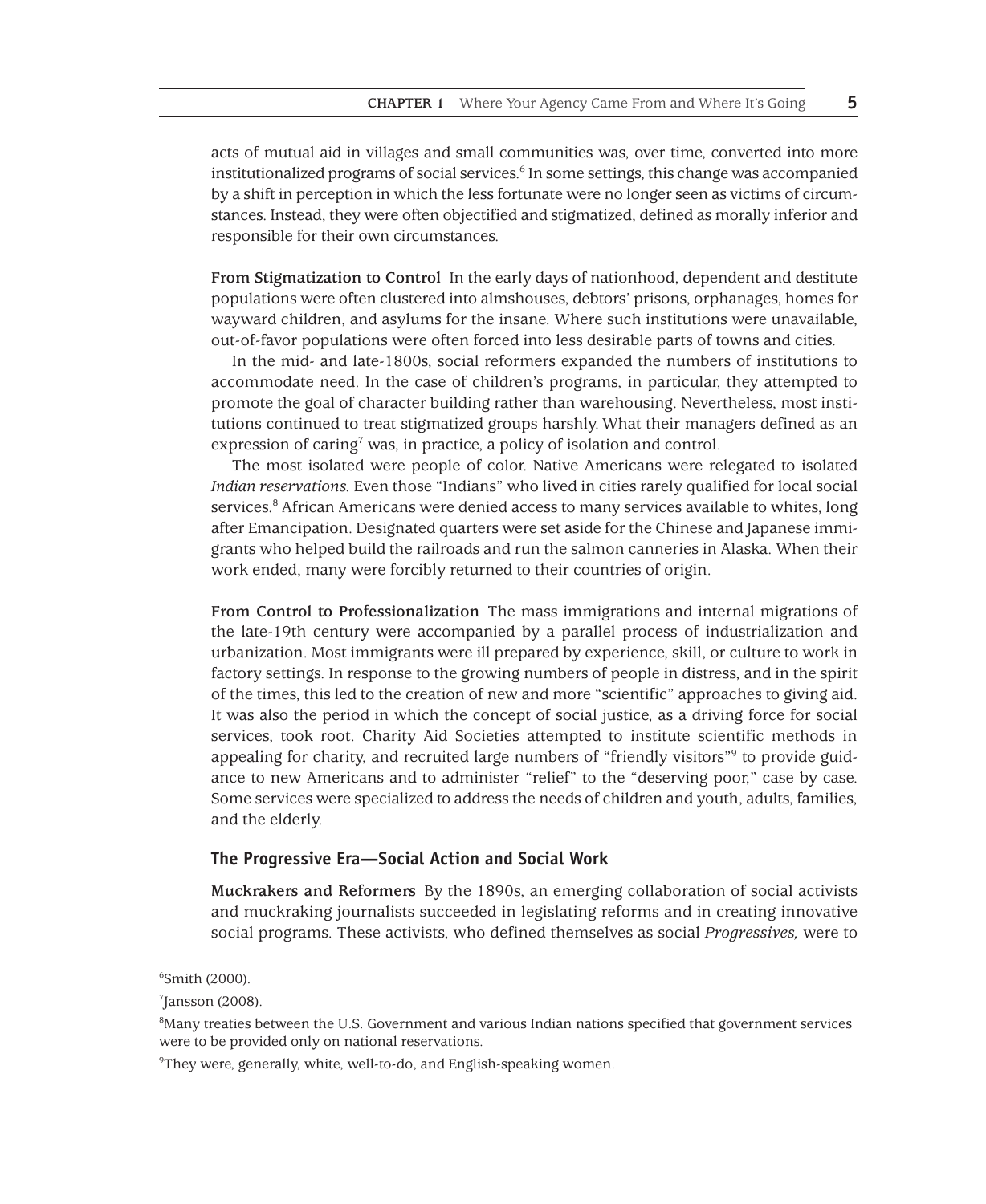acts of mutual aid in villages and small communities was, over time, converted into more institutionalized programs of social services.[6] In some settings, this change was accompanied by a shift in perception in which the less fortunate were no longer seen as victims of circumstances. Instead, they were often objectified and stigmatized, defined as morally inferior and responsible for their own circumstances.

**From Stigmatization to Control** In the early days of nationhood, dependent and destitute populations were often clustered into almshouses, debtors' prisons, orphanages, homes for wayward children, and asylums for the insane. Where such institutions were unavailable, out-of-favor populations were often forced into less desirable parts of towns and cities.

In the mid- and late-1800s, social reformers expanded the numbers of institutions to accommodate need. In the case of children's programs, in particular, they attempted to promote the goal of character building rather than warehousing. Nevertheless, most institutions continued to treat stigmatized groups harshly. What their managers defined as an expression of caring[7] was, in practice, a policy of isolation and control.

The most isolated were people of color. Native Americans were relegated to isolated *Indian reservations.* Even those "Indians" who lived in cities rarely qualified for local social services.[8] African Americans were denied access to many services available to whites, long after Emancipation. Designated quarters were set aside for the Chinese and Japanese immigrants who helped build the railroads and run the salmon canneries in Alaska. When their work ended, many were forcibly returned to their countries of origin.

**From Control to Professionalization** The mass immigrations and internal migrations of the late-19th century were accompanied by a parallel process of industrialization and urbanization. Most immigrants were ill prepared by experience, skill, or culture to work in factory settings. In response to the growing numbers of people in distress, and in the spirit of the times, this led to the creation of new and more "scientific" approaches to giving aid. It was also the period in which the concept of social justice, as a driving force for social services, took root. Charity Aid Societies attempted to institute scientific methods in appealing for charity, and recruited large numbers of "friendly visitors"[9] to provide guidance to new Americans and to administer "relief" to the "deserving poor," case by case. Some services were specialized to address the needs of children and youth, adults, families, and the elderly.

### The Progressive Era—Social Action and Social Work

**Muckrakers and Reformers** By the 1890s, an emerging collaboration of social activists and muckraking journalists succeeded in legislating reforms and in creating innovative social programs. These activists, who defined themselves as social *Progressives,* were to

---

[6] Smith (2000).

[7] Jansson (2008).

[8] Many treaties between the U.S. Government and various Indian nations specified that government services were to be provided only on national reservations.

[9] They were, generally, white, well-to-do, and English-speaking women.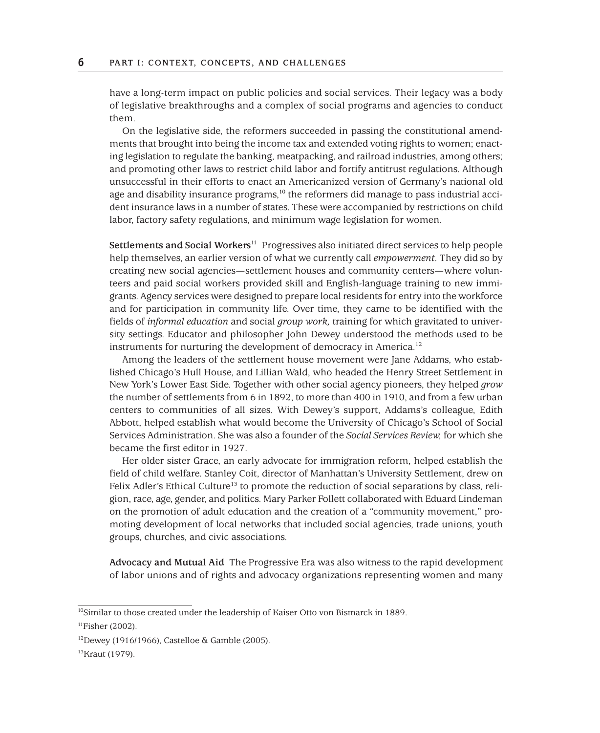have a long-term impact on public policies and social services. Their legacy was a body of legislative breakthroughs and a complex of social programs and agencies to conduct them.

On the legislative side, the reformers succeeded in passing the constitutional amendments that brought into being the income tax and extended voting rights to women; enacting legislation to regulate the banking, meatpacking, and railroad industries, among others; and promoting other laws to restrict child labor and fortify antitrust regulations. Although unsuccessful in their efforts to enact an Americanized version of Germany's national old age and disability insurance programs,[10] the reformers did manage to pass industrial accident insurance laws in a number of states. These were accompanied by restrictions on child labor, factory safety regulations, and minimum wage legislation for women.

**Settlements and Social Workers**[11] Progressives also initiated direct services to help people help themselves, an earlier version of what we currently call *empowerment.* They did so by creating new social agencies—settlement houses and community centers—where volunteers and paid social workers provided skill and English-language training to new immigrants. Agency services were designed to prepare local residents for entry into the workforce and for participation in community life. Over time, they came to be identified with the fields of *informal education* and social *group work,* training for which gravitated to university settings. Educator and philosopher John Dewey understood the methods used to be instruments for nurturing the development of democracy in America.[12]

Among the leaders of the settlement house movement were Jane Addams, who established Chicago's Hull House, and Lillian Wald, who headed the Henry Street Settlement in New York's Lower East Side. Together with other social agency pioneers, they helped *grow* the number of settlements from 6 in 1892, to more than 400 in 1910, and from a few urban centers to communities of all sizes. With Dewey's support, Addams's colleague, Edith Abbott, helped establish what would become the University of Chicago's School of Social Services Administration. She was also a founder of the *Social Services Review,* for which she became the first editor in 1927.

Her older sister Grace, an early advocate for immigration reform, helped establish the field of child welfare. Stanley Coit, director of Manhattan's University Settlement, drew on Felix Adler's Ethical Culture[13] to promote the reduction of social separations by class, religion, race, age, gender, and politics. Mary Parker Follett collaborated with Eduard Lindeman on the promotion of adult education and the creation of a "community movement," promoting development of local networks that included social agencies, trade unions, youth groups, churches, and civic associations.

**Advocacy and Mutual Aid** The Progressive Era was also witness to the rapid development of labor unions and of rights and advocacy organizations representing women and many

---

[10] Similar to those created under the leadership of Kaiser Otto von Bismarck in 1889.

[11] Fisher (2002).

[12] Dewey (1916/1966), Castelloe & Gamble (2005).

[13] Kraut (1979).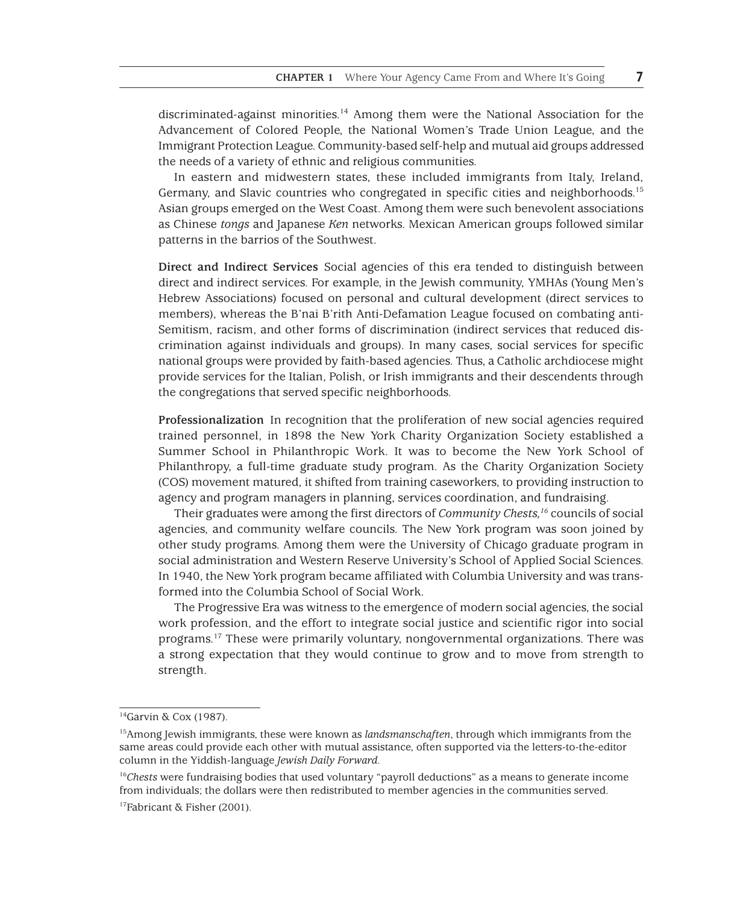discriminated-against minorities.[14] Among them were the National Association for the Advancement of Colored People, the National Women's Trade Union League, and the Immigrant Protection League. Community-based self-help and mutual aid groups addressed the needs of a variety of ethnic and religious communities.

In eastern and midwestern states, these included immigrants from Italy, Ireland, Germany, and Slavic countries who congregated in specific cities and neighborhoods.[15] Asian groups emerged on the West Coast. Among them were such benevolent associations as Chinese *tongs* and Japanese *Ken* networks. Mexican American groups followed similar patterns in the barrios of the Southwest.

**Direct and Indirect Services** Social agencies of this era tended to distinguish between direct and indirect services. For example, in the Jewish community, YMHAs (Young Men's Hebrew Associations) focused on personal and cultural development (direct services to members), whereas the B'nai B'rith Anti-Defamation League focused on combating anti-Semitism, racism, and other forms of discrimination (indirect services that reduced discrimination against individuals and groups). In many cases, social services for specific national groups were provided by faith-based agencies. Thus, a Catholic archdiocese might provide services for the Italian, Polish, or Irish immigrants and their descendents through the congregations that served specific neighborhoods.

**Professionalization** In recognition that the proliferation of new social agencies required trained personnel, in 1898 the New York Charity Organization Society established a Summer School in Philanthropic Work. It was to become the New York School of Philanthropy, a full-time graduate study program. As the Charity Organization Society (COS) movement matured, it shifted from training caseworkers, to providing instruction to agency and program managers in planning, services coordination, and fundraising.

Their graduates were among the first directors of *Community Chests,*[16] councils of social agencies, and community welfare councils. The New York program was soon joined by other study programs. Among them were the University of Chicago graduate program in social administration and Western Reserve University's School of Applied Social Sciences. In 1940, the New York program became affiliated with Columbia University and was transformed into the Columbia School of Social Work.

The Progressive Era was witness to the emergence of modern social agencies, the social work profession, and the effort to integrate social justice and scientific rigor into social programs.[17] These were primarily voluntary, nongovernmental organizations. There was a strong expectation that they would continue to grow and to move from strength to strength.

---

[14] Garvin & Cox (1987).

[15] Among Jewish immigrants, these were known as *landsmanschaften*, through which immigrants from the same areas could provide each other with mutual assistance, often supported via the letters-to-the-editor column in the Yiddish-language *Jewish Daily Forward*.

[16] *Chests* were fundraising bodies that used voluntary "payroll deductions" as a means to generate income from individuals; the dollars were then redistributed to member agencies in the communities served.

[17] Fabricant & Fisher (2001).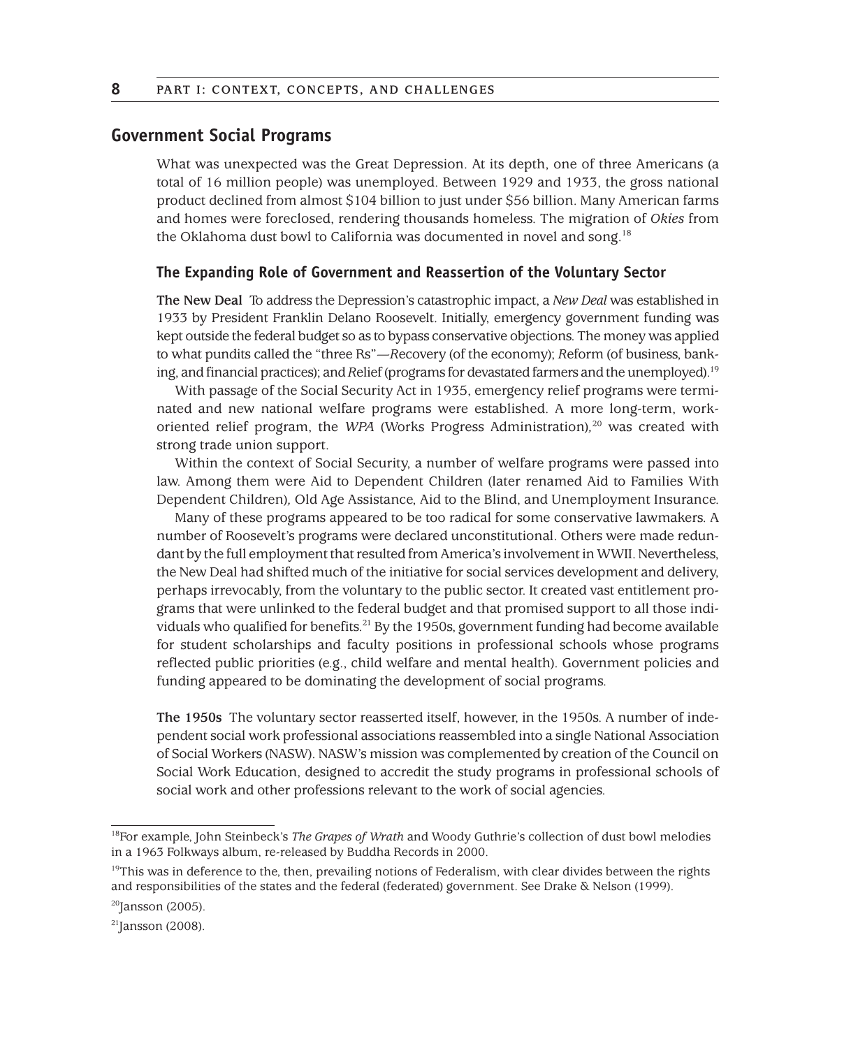## Government Social Programs

What was unexpected was the Great Depression. At its depth, one of three Americans (a total of 16 million people) was unemployed. Between 1929 and 1933, the gross national product declined from almost $104 billion to just under $56 billion. Many American farms and homes were foreclosed, rendering thousands homeless. The migration of *Okies* from the Oklahoma dust bowl to California was documented in novel and song.[18]

### The Expanding Role of Government and Reassertion of the Voluntary Sector

**The New Deal** To address the Depression's catastrophic impact, a *New Deal* was established in 1933 by President Franklin Delano Roosevelt. Initially, emergency government funding was kept outside the federal budget so as to bypass conservative objections. The money was applied to what pundits called the "three Rs"—*R*ecovery (of the economy); *R*eform (of business, banking, and financial practices); and *R*elief (programs for devastated farmers and the unemployed).[19]

With passage of the Social Security Act in 1935, emergency relief programs were terminated and new national welfare programs were established. A more long-term, work-oriented relief program, the *WPA* (Works Progress Administration),[20] was created with strong trade union support.

Within the context of Social Security, a number of welfare programs were passed into law. Among them were Aid to Dependent Children (later renamed Aid to Families With Dependent Children), Old Age Assistance, Aid to the Blind, and Unemployment Insurance.

Many of these programs appeared to be too radical for some conservative lawmakers. A number of Roosevelt's programs were declared unconstitutional. Others were made redundant by the full employment that resulted from America's involvement in WWII. Nevertheless, the New Deal had shifted much of the initiative for social services development and delivery, perhaps irrevocably, from the voluntary to the public sector. It created vast entitlement programs that were unlinked to the federal budget and that promised support to all those individuals who qualified for benefits.[21] By the 1950s, government funding had become available for student scholarships and faculty positions in professional schools whose programs reflected public priorities (e.g., child welfare and mental health). Government policies and funding appeared to be dominating the development of social programs.

**The 1950s** The voluntary sector reasserted itself, however, in the 1950s. A number of independent social work professional associations reassembled into a single National Association of Social Workers (NASW). NASW's mission was complemented by creation of the Council on Social Work Education, designed to accredit the study programs in professional schools of social work and other professions relevant to the work of social agencies.

---

[18]For example, John Steinbeck's *The Grapes of Wrath* and Woody Guthrie's collection of dust bowl melodies in a 1963 Folkways album, re-released by Buddha Records in 2000.

[19]This was in deference to the, then, prevailing notions of Federalism, with clear divides between the rights and responsibilities of the states and the federal (federated) government. See Drake & Nelson (1999).

[20]Jansson (2005).

[21]Jansson (2008).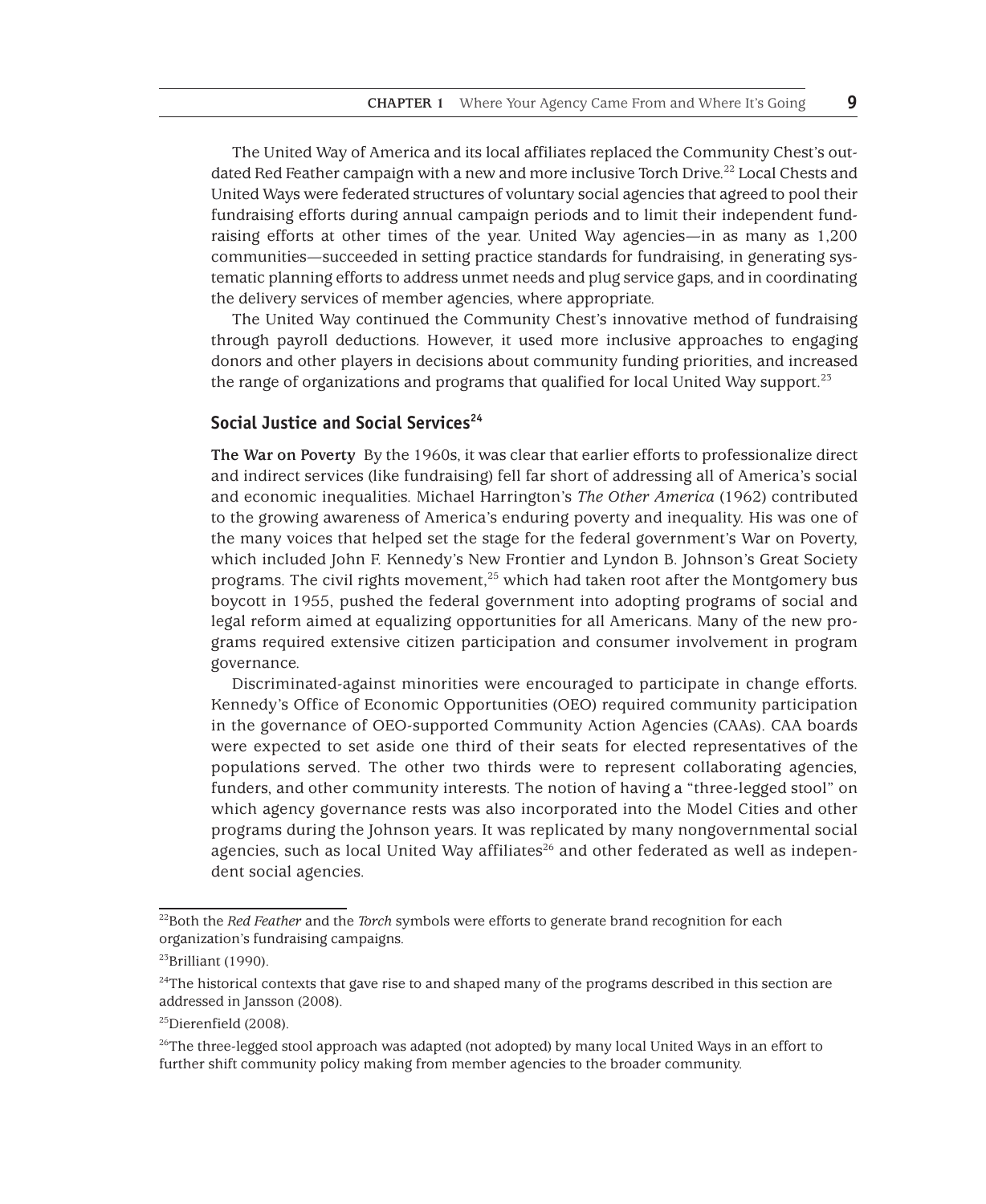The United Way of America and its local affiliates replaced the Community Chest's outdated Red Feather campaign with a new and more inclusive Torch Drive.[22] Local Chests and United Ways were federated structures of voluntary social agencies that agreed to pool their fundraising efforts during annual campaign periods and to limit their independent fundraising efforts at other times of the year. United Way agencies—in as many as 1,200 communities—succeeded in setting practice standards for fundraising, in generating systematic planning efforts to address unmet needs and plug service gaps, and in coordinating the delivery services of member agencies, where appropriate.

The United Way continued the Community Chest's innovative method of fundraising through payroll deductions. However, it used more inclusive approaches to engaging donors and other players in decisions about community funding priorities, and increased the range of organizations and programs that qualified for local United Way support.[23]

## Social Justice and Social Services[24]

**The War on Poverty** By the 1960s, it was clear that earlier efforts to professionalize direct and indirect services (like fundraising) fell far short of addressing all of America's social and economic inequalities. Michael Harrington's *The Other America* (1962) contributed to the growing awareness of America's enduring poverty and inequality. His was one of the many voices that helped set the stage for the federal government's War on Poverty, which included John F. Kennedy's New Frontier and Lyndon B. Johnson's Great Society programs. The civil rights movement,[25] which had taken root after the Montgomery bus boycott in 1955, pushed the federal government into adopting programs of social and legal reform aimed at equalizing opportunities for all Americans. Many of the new programs required extensive citizen participation and consumer involvement in program governance.

Discriminated-against minorities were encouraged to participate in change efforts. Kennedy's Office of Economic Opportunities (OEO) required community participation in the governance of OEO-supported Community Action Agencies (CAAs). CAA boards were expected to set aside one third of their seats for elected representatives of the populations served. The other two thirds were to represent collaborating agencies, funders, and other community interests. The notion of having a "three-legged stool" on which agency governance rests was also incorporated into the Model Cities and other programs during the Johnson years. It was replicated by many nongovernmental social agencies, such as local United Way affiliates[26] and other federated as well as independent social agencies.

---

[22]Both the *Red Feather* and the *Torch* symbols were efforts to generate brand recognition for each organization's fundraising campaigns.

[23]Brilliant (1990).

[24]The historical contexts that gave rise to and shaped many of the programs described in this section are addressed in Jansson (2008).

[25]Dierenfield (2008).

[26]The three-legged stool approach was adapted (not adopted) by many local United Ways in an effort to further shift community policy making from member agencies to the broader community.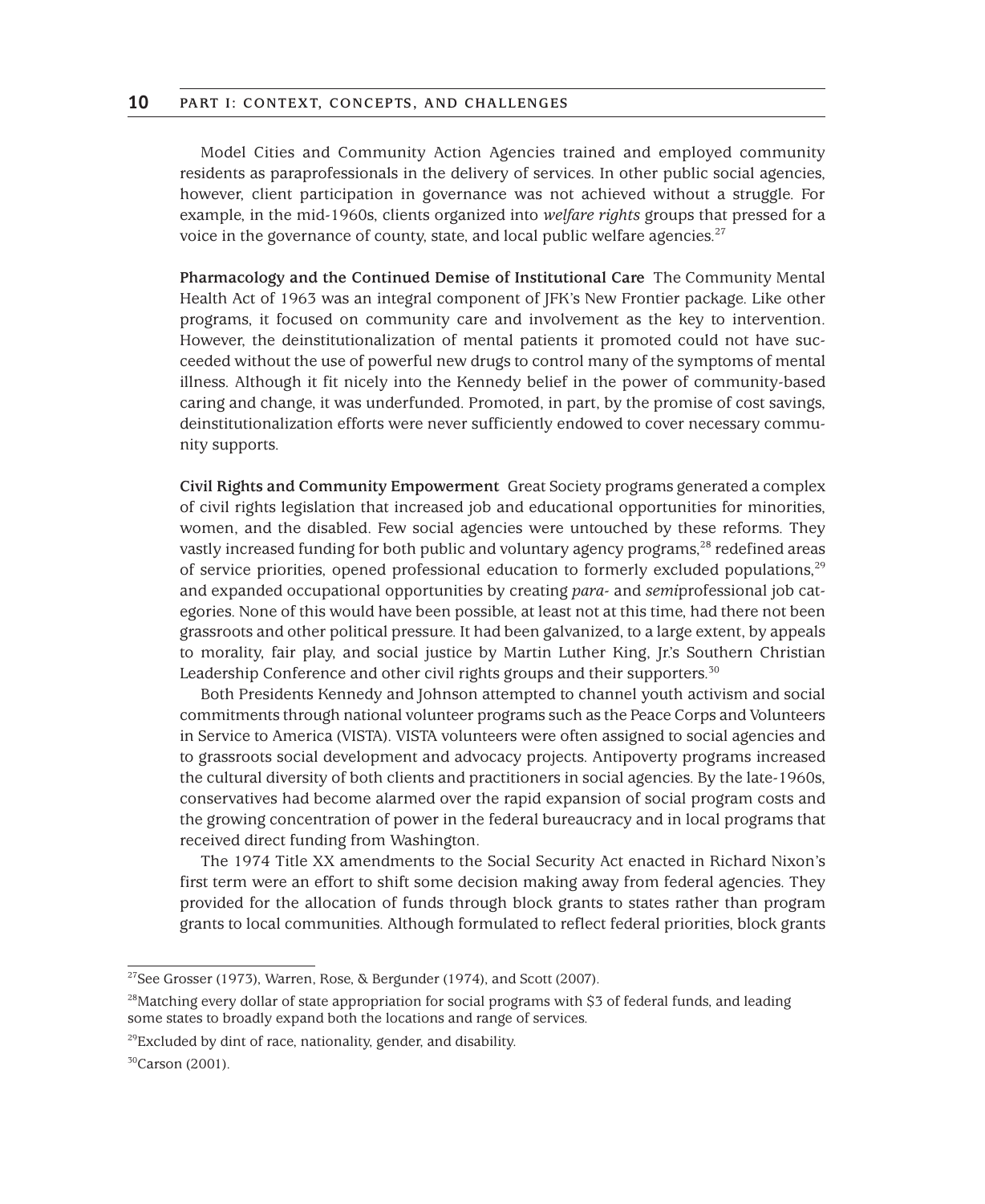Model Cities and Community Action Agencies trained and employed community residents as paraprofessionals in the delivery of services. In other public social agencies, however, client participation in governance was not achieved without a struggle. For example, in the mid-1960s, clients organized into *welfare rights* groups that pressed for a voice in the governance of county, state, and local public welfare agencies.[27]

**Pharmacology and the Continued Demise of Institutional Care** The Community Mental Health Act of 1963 was an integral component of JFK's New Frontier package. Like other programs, it focused on community care and involvement as the key to intervention. However, the deinstitutionalization of mental patients it promoted could not have succeeded without the use of powerful new drugs to control many of the symptoms of mental illness. Although it fit nicely into the Kennedy belief in the power of community-based caring and change, it was underfunded. Promoted, in part, by the promise of cost savings, deinstitutionalization efforts were never sufficiently endowed to cover necessary community supports.

**Civil Rights and Community Empowerment** Great Society programs generated a complex of civil rights legislation that increased job and educational opportunities for minorities, women, and the disabled. Few social agencies were untouched by these reforms. They vastly increased funding for both public and voluntary agency programs,[28] redefined areas of service priorities, opened professional education to formerly excluded populations,[29] and expanded occupational opportunities by creating *para-* and *semi*professional job categories. None of this would have been possible, at least not at this time, had there not been grassroots and other political pressure. It had been galvanized, to a large extent, by appeals to morality, fair play, and social justice by Martin Luther King, Jr.'s Southern Christian Leadership Conference and other civil rights groups and their supporters.[30]

Both Presidents Kennedy and Johnson attempted to channel youth activism and social commitments through national volunteer programs such as the Peace Corps and Volunteers in Service to America (VISTA). VISTA volunteers were often assigned to social agencies and to grassroots social development and advocacy projects. Antipoverty programs increased the cultural diversity of both clients and practitioners in social agencies. By the late-1960s, conservatives had become alarmed over the rapid expansion of social program costs and the growing concentration of power in the federal bureaucracy and in local programs that received direct funding from Washington.

The 1974 Title XX amendments to the Social Security Act enacted in Richard Nixon's first term were an effort to shift some decision making away from federal agencies. They provided for the allocation of funds through block grants to states rather than program grants to local communities. Although formulated to reflect federal priorities, block grants

---

[27]See Grosser (1973), Warren, Rose, & Bergunder (1974), and Scott (2007).

[28]Matching every dollar of state appropriation for social programs with $3 of federal funds, and leading some states to broadly expand both the locations and range of services.

[29]Excluded by dint of race, nationality, gender, and disability.

[30]Carson (2001).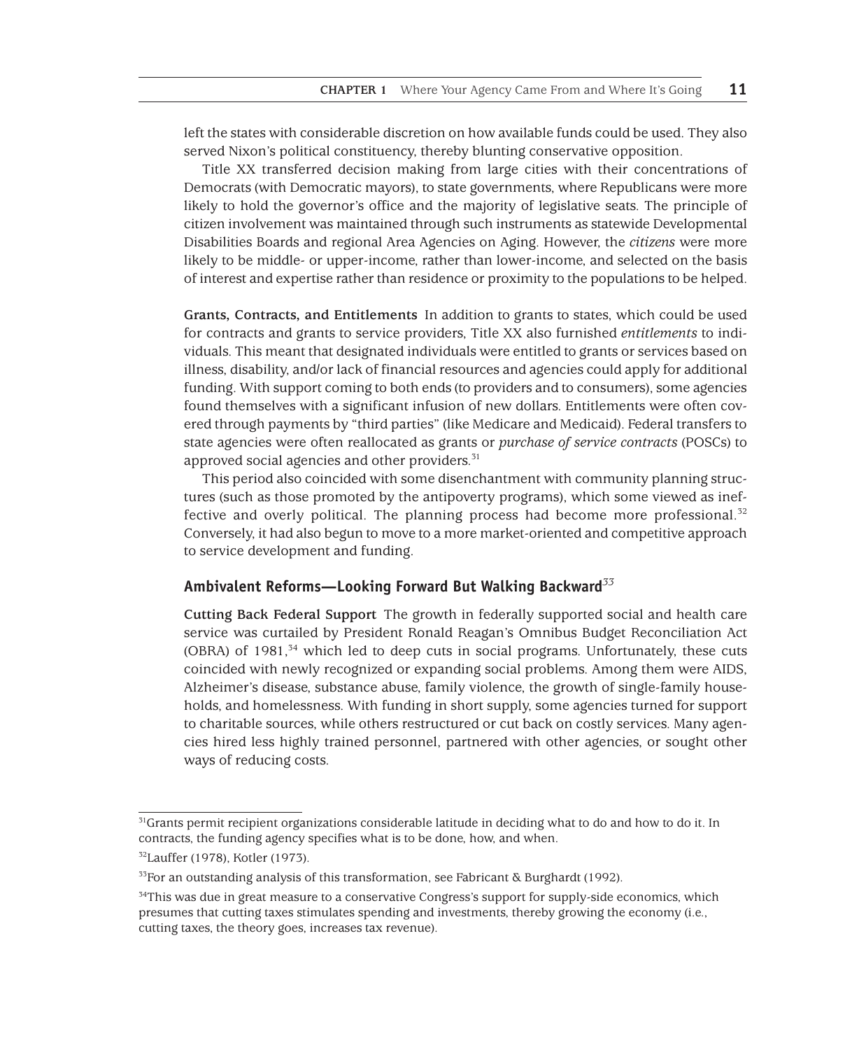left the states with considerable discretion on how available funds could be used. They also served Nixon's political constituency, thereby blunting conservative opposition.

Title XX transferred decision making from large cities with their concentrations of Democrats (with Democratic mayors), to state governments, where Republicans were more likely to hold the governor's office and the majority of legislative seats. The principle of citizen involvement was maintained through such instruments as statewide Developmental Disabilities Boards and regional Area Agencies on Aging. However, the *citizens* were more likely to be middle- or upper-income, rather than lower-income, and selected on the basis of interest and expertise rather than residence or proximity to the populations to be helped.

**Grants, Contracts, and Entitlements** In addition to grants to states, which could be used for contracts and grants to service providers, Title XX also furnished *entitlements* to individuals. This meant that designated individuals were entitled to grants or services based on illness, disability, and/or lack of financial resources and agencies could apply for additional funding. With support coming to both ends (to providers and to consumers), some agencies found themselves with a significant infusion of new dollars. Entitlements were often covered through payments by "third parties" (like Medicare and Medicaid). Federal transfers to state agencies were often reallocated as grants or *purchase of service contracts* (POSCs) to approved social agencies and other providers.[31]

This period also coincided with some disenchantment with community planning structures (such as those promoted by the antipoverty programs), which some viewed as ineffective and overly political. The planning process had become more professional.[32] Conversely, it had also begun to move to a more market-oriented and competitive approach to service development and funding.

## Ambivalent Reforms—Looking Forward But Walking Backward[33]

**Cutting Back Federal Support** The growth in federally supported social and health care service was curtailed by President Ronald Reagan's Omnibus Budget Reconciliation Act (OBRA) of 1981,[34] which led to deep cuts in social programs. Unfortunately, these cuts coincided with newly recognized or expanding social problems. Among them were AIDS, Alzheimer's disease, substance abuse, family violence, the growth of single-family households, and homelessness. With funding in short supply, some agencies turned for support to charitable sources, while others restructured or cut back on costly services. Many agencies hired less highly trained personnel, partnered with other agencies, or sought other ways of reducing costs.

---

[31]Grants permit recipient organizations considerable latitude in deciding what to do and how to do it. In contracts, the funding agency specifies what is to be done, how, and when.

[32]Lauffer (1978), Kotler (1973).

[33]For an outstanding analysis of this transformation, see Fabricant & Burghardt (1992).

[34]This was due in great measure to a conservative Congress's support for supply-side economics, which presumes that cutting taxes stimulates spending and investments, thereby growing the economy (i.e., cutting taxes, the theory goes, increases tax revenue).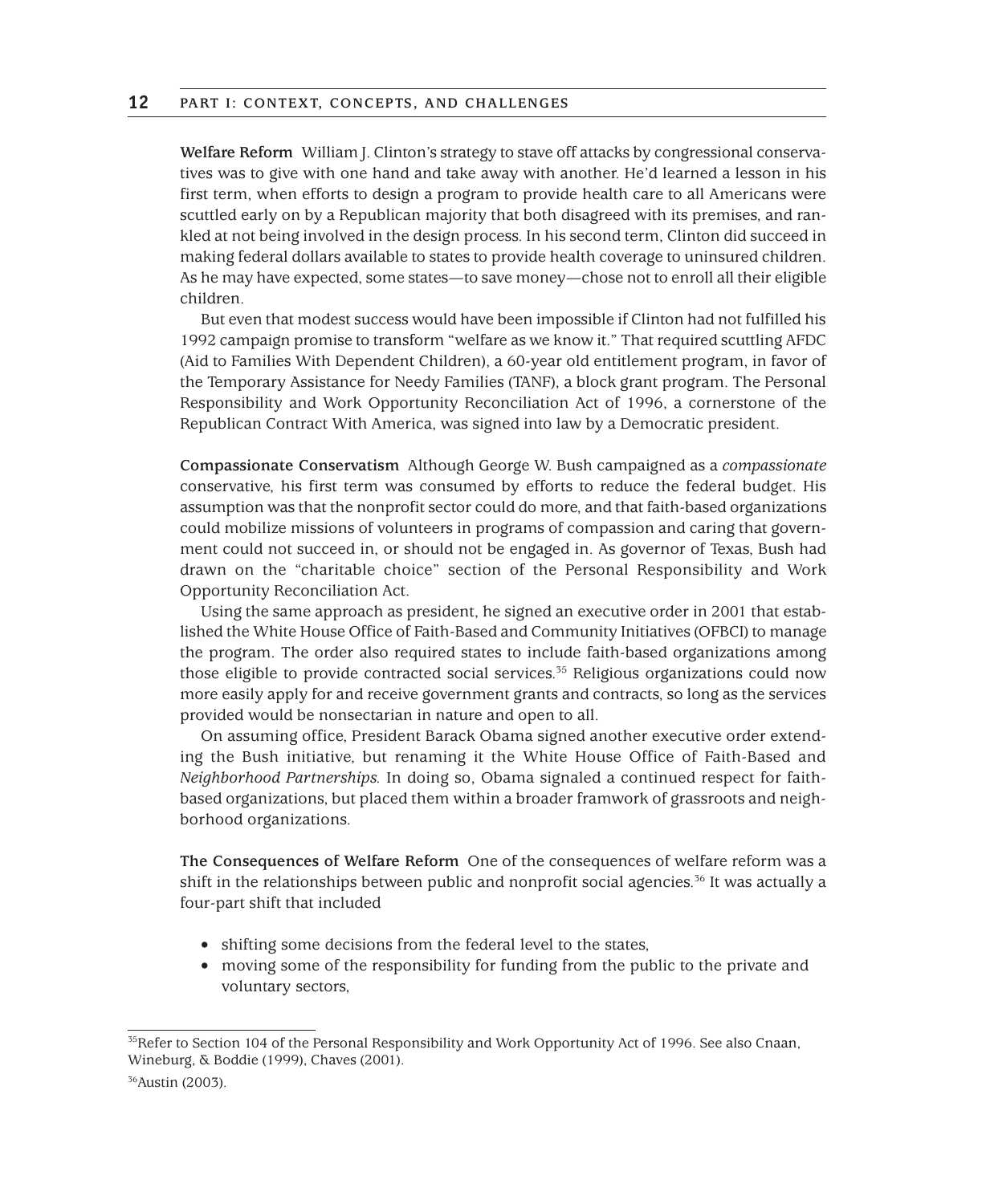**Welfare Reform** William J. Clinton's strategy to stave off attacks by congressional conservatives was to give with one hand and take away with another. He'd learned a lesson in his first term, when efforts to design a program to provide health care to all Americans were scuttled early on by a Republican majority that both disagreed with its premises, and rankled at not being involved in the design process. In his second term, Clinton did succeed in making federal dollars available to states to provide health coverage to uninsured children. As he may have expected, some states—to save money—chose not to enroll all their eligible children.

But even that modest success would have been impossible if Clinton had not fulfilled his 1992 campaign promise to transform "welfare as we know it." That required scuttling AFDC (Aid to Families With Dependent Children), a 60-year old entitlement program, in favor of the Temporary Assistance for Needy Families (TANF), a block grant program. The Personal Responsibility and Work Opportunity Reconciliation Act of 1996, a cornerstone of the Republican Contract With America, was signed into law by a Democratic president.

**Compassionate Conservatism** Although George W. Bush campaigned as a *compassionate* conservative, his first term was consumed by efforts to reduce the federal budget. His assumption was that the nonprofit sector could do more, and that faith-based organizations could mobilize missions of volunteers in programs of compassion and caring that government could not succeed in, or should not be engaged in. As governor of Texas, Bush had drawn on the "charitable choice" section of the Personal Responsibility and Work Opportunity Reconciliation Act.

Using the same approach as president, he signed an executive order in 2001 that established the White House Office of Faith-Based and Community Initiatives (OFBCI) to manage the program. The order also required states to include faith-based organizations among those eligible to provide contracted social services.[35] Religious organizations could now more easily apply for and receive government grants and contracts, so long as the services provided would be nonsectarian in nature and open to all.

On assuming office, President Barack Obama signed another executive order extending the Bush initiative, but renaming it the White House Office of Faith-Based and *Neighborhood Partnerships.* In doing so, Obama signaled a continued respect for faith-based organizations, but placed them within a broader framwork of grassroots and neighborhood organizations.

**The Consequences of Welfare Reform** One of the consequences of welfare reform was a shift in the relationships between public and nonprofit social agencies.[36] It was actually a four-part shift that included

- shifting some decisions from the federal level to the states,
- moving some of the responsibility for funding from the public to the private and voluntary sectors,

---

[35]Refer to Section 104 of the Personal Responsibility and Work Opportunity Act of 1996. See also Cnaan, Wineburg, & Boddie (1999), Chaves (2001).

[36]Austin (2003).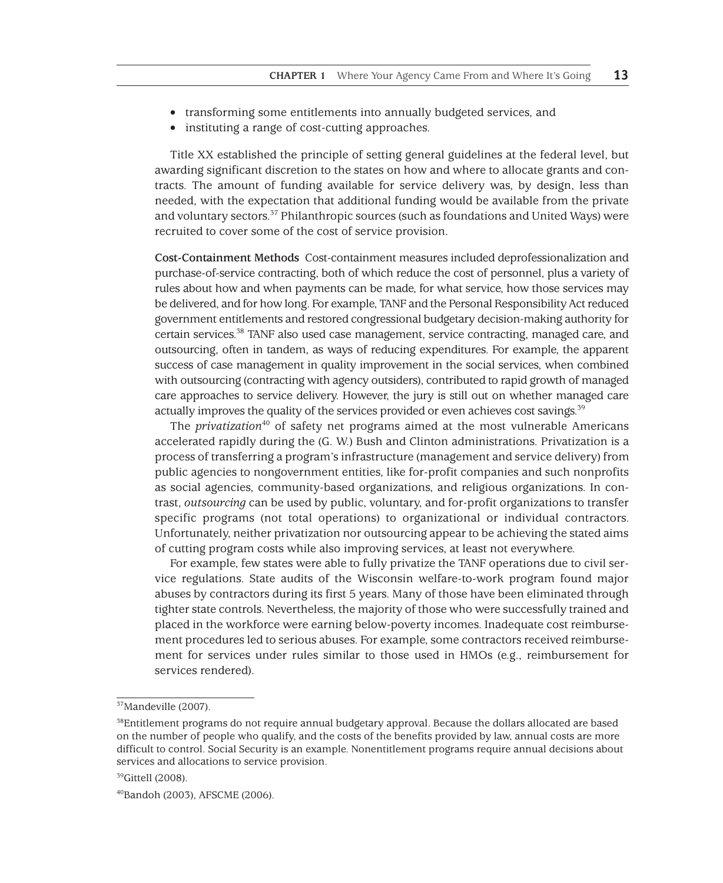- transforming some entitlements into annually budgeted services, and
- instituting a range of cost-cutting approaches.

Title XX established the principle of setting general guidelines at the federal level, but awarding significant discretion to the states on how and where to allocate grants and contracts. The amount of funding available for service delivery was, by design, less than needed, with the expectation that additional funding would be available from the private and voluntary sectors.[37] Philanthropic sources (such as foundations and United Ways) were recruited to cover some of the cost of service provision.

**Cost-Containment Methods** Cost-containment measures included deprofessionalization and purchase-of-service contracting, both of which reduce the cost of personnel, plus a variety of rules about how and when payments can be made, for what service, how those services may be delivered, and for how long. For example, TANF and the Personal Responsibility Act reduced government entitlements and restored congressional budgetary decision-making authority for certain services.[38] TANF also used case management, service contracting, managed care, and outsourcing, often in tandem, as ways of reducing expenditures. For example, the apparent success of case management in quality improvement in the social services, when combined with outsourcing (contracting with agency outsiders), contributed to rapid growth of managed care approaches to service delivery. However, the jury is still out on whether managed care actually improves the quality of the services provided or even achieves cost savings.[39]

The *privatization*[40] of safety net programs aimed at the most vulnerable Americans accelerated rapidly during the (G. W.) Bush and Clinton administrations. Privatization is a process of transferring a program's infrastructure (management and service delivery) from public agencies to nongovernment entities, like for-profit companies and such nonprofits as social agencies, community-based organizations, and religious organizations. In contrast, *outsourcing* can be used by public, voluntary, and for-profit organizations to transfer specific programs (not total operations) to organizational or individual contractors. Unfortunately, neither privatization nor outsourcing appear to be achieving the stated aims of cutting program costs while also improving services, at least not everywhere.

For example, few states were able to fully privatize the TANF operations due to civil service regulations. State audits of the Wisconsin welfare-to-work program found major abuses by contractors during its first 5 years. Many of those have been eliminated through tighter state controls. Nevertheless, the majority of those who were successfully trained and placed in the workforce were earning below-poverty incomes. Inadequate cost reimbursement procedures led to serious abuses. For example, some contractors received reimbursement for services under rules similar to those used in HMOs (e.g., reimbursement for services rendered).

---

[37] Mandeville (2007).

[38] Entitlement programs do not require annual budgetary approval. Because the dollars allocated are based on the number of people who qualify, and the costs of the benefits provided by law, annual costs are more difficult to control. Social Security is an example. Nonentitlement programs require annual decisions about services and allocations to service provision.

[39] Gittell (2008).

[40] Bandoh (2003), AFSCME (2006).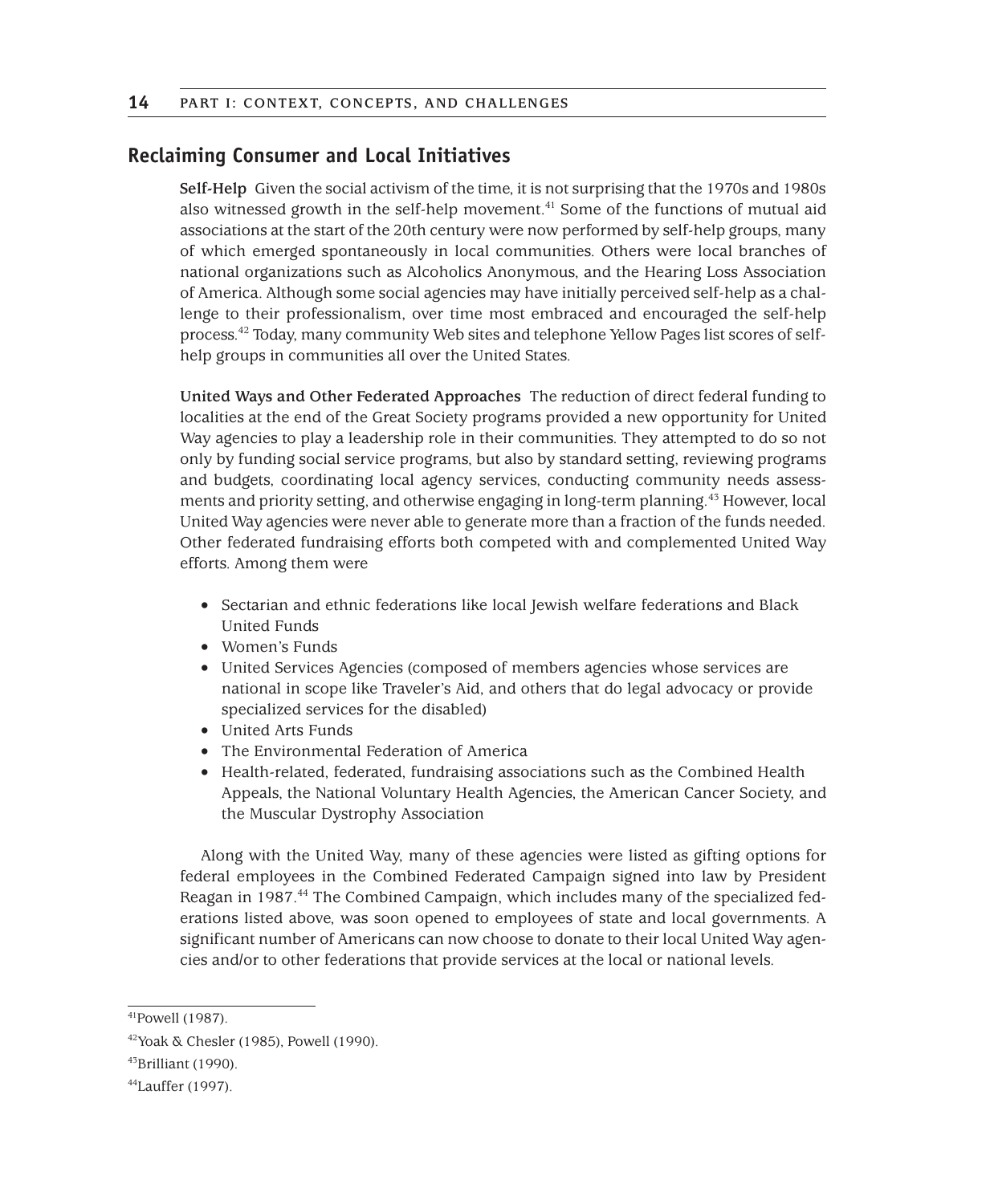## Reclaiming Consumer and Local Initiatives

**Self-Help** Given the social activism of the time, it is not surprising that the 1970s and 1980s also witnessed growth in the self-help movement.[41] Some of the functions of mutual aid associations at the start of the 20th century were now performed by self-help groups, many of which emerged spontaneously in local communities. Others were local branches of national organizations such as Alcoholics Anonymous, and the Hearing Loss Association of America. Although some social agencies may have initially perceived self-help as a challenge to their professionalism, over time most embraced and encouraged the self-help process.[42] Today, many community Web sites and telephone Yellow Pages list scores of self-help groups in communities all over the United States.

**United Ways and Other Federated Approaches** The reduction of direct federal funding to localities at the end of the Great Society programs provided a new opportunity for United Way agencies to play a leadership role in their communities. They attempted to do so not only by funding social service programs, but also by standard setting, reviewing programs and budgets, coordinating local agency services, conducting community needs assessments and priority setting, and otherwise engaging in long-term planning.[43] However, local United Way agencies were never able to generate more than a fraction of the funds needed. Other federated fundraising efforts both competed with and complemented United Way efforts. Among them were

- Sectarian and ethnic federations like local Jewish welfare federations and Black United Funds
- Women's Funds
- United Services Agencies (composed of members agencies whose services are national in scope like Traveler's Aid, and others that do legal advocacy or provide specialized services for the disabled)
- United Arts Funds
- The Environmental Federation of America
- Health-related, federated, fundraising associations such as the Combined Health Appeals, the National Voluntary Health Agencies, the American Cancer Society, and the Muscular Dystrophy Association

Along with the United Way, many of these agencies were listed as gifting options for federal employees in the Combined Federated Campaign signed into law by President Reagan in 1987.[44] The Combined Campaign, which includes many of the specialized federations listed above, was soon opened to employees of state and local governments. A significant number of Americans can now choose to donate to their local United Way agencies and/or to other federations that provide services at the local or national levels.

---

[41] Powell (1987).

[42] Yoak & Chesler (1985), Powell (1990).

[43] Brilliant (1990).

[44] Lauffer (1997).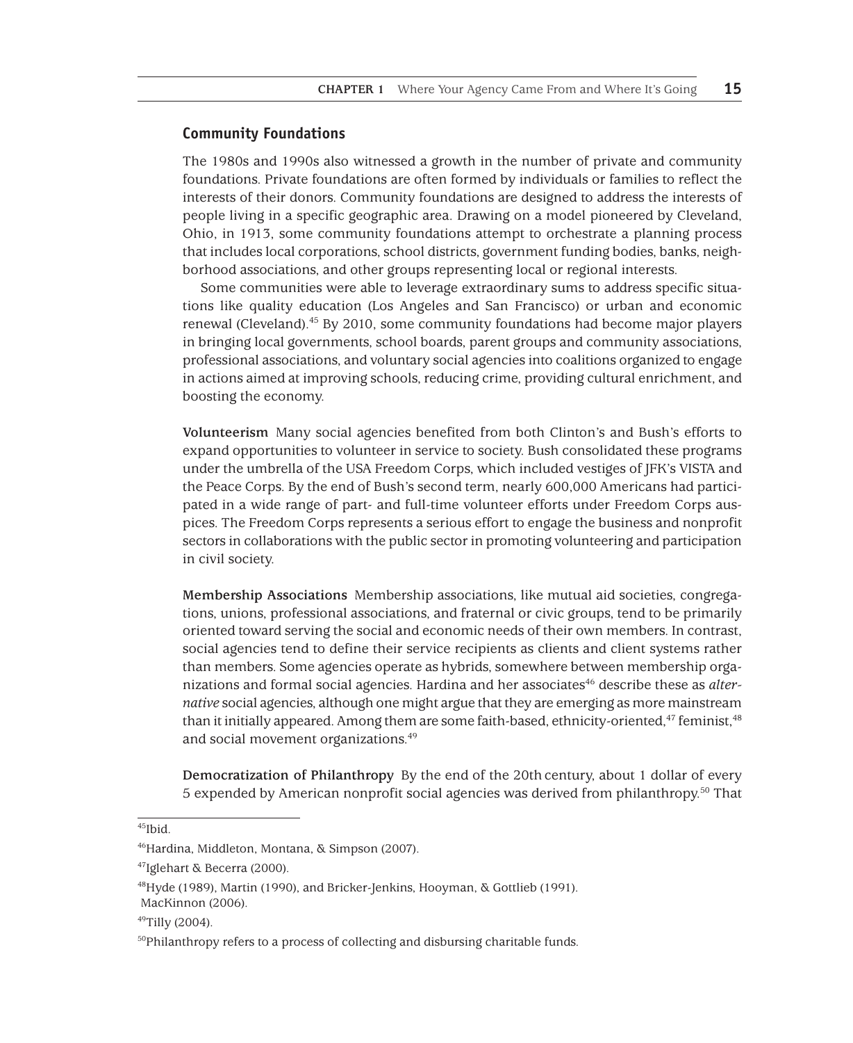## Community Foundations

The 1980s and 1990s also witnessed a growth in the number of private and community foundations. Private foundations are often formed by individuals or families to reflect the interests of their donors. Community foundations are designed to address the interests of people living in a specific geographic area. Drawing on a model pioneered by Cleveland, Ohio, in 1913, some community foundations attempt to orchestrate a planning process that includes local corporations, school districts, government funding bodies, banks, neighborhood associations, and other groups representing local or regional interests.

Some communities were able to leverage extraordinary sums to address specific situations like quality education (Los Angeles and San Francisco) or urban and economic renewal (Cleveland).[45] By 2010, some community foundations had become major players in bringing local governments, school boards, parent groups and community associations, professional associations, and voluntary social agencies into coalitions organized to engage in actions aimed at improving schools, reducing crime, providing cultural enrichment, and boosting the economy.

**Volunteerism** Many social agencies benefited from both Clinton's and Bush's efforts to expand opportunities to volunteer in service to society. Bush consolidated these programs under the umbrella of the USA Freedom Corps, which included vestiges of JFK's VISTA and the Peace Corps. By the end of Bush's second term, nearly 600,000 Americans had participated in a wide range of part- and full-time volunteer efforts under Freedom Corps auspices. The Freedom Corps represents a serious effort to engage the business and nonprofit sectors in collaborations with the public sector in promoting volunteering and participation in civil society.

**Membership Associations** Membership associations, like mutual aid societies, congregations, unions, professional associations, and fraternal or civic groups, tend to be primarily oriented toward serving the social and economic needs of their own members. In contrast, social agencies tend to define their service recipients as clients and client systems rather than members. Some agencies operate as hybrids, somewhere between membership organizations and formal social agencies. Hardina and her associates[46] describe these as *alternative* social agencies, although one might argue that they are emerging as more mainstream than it initially appeared. Among them are some faith-based, ethnicity-oriented,[47] feminist,[48] and social movement organizations.[49]

**Democratization of Philanthropy** By the end of the 20th century, about 1 dollar of every 5 expended by American nonprofit social agencies was derived from philanthropy.[50] That

---

[45] Ibid.

[46] Hardina, Middleton, Montana, & Simpson (2007).

[47] Iglehart & Becerra (2000).

[48] Hyde (1989), Martin (1990), and Bricker-Jenkins, Hooyman, & Gottlieb (1991). MacKinnon (2006).

[49] Tilly (2004).

[50] Philanthropy refers to a process of collecting and disbursing charitable funds.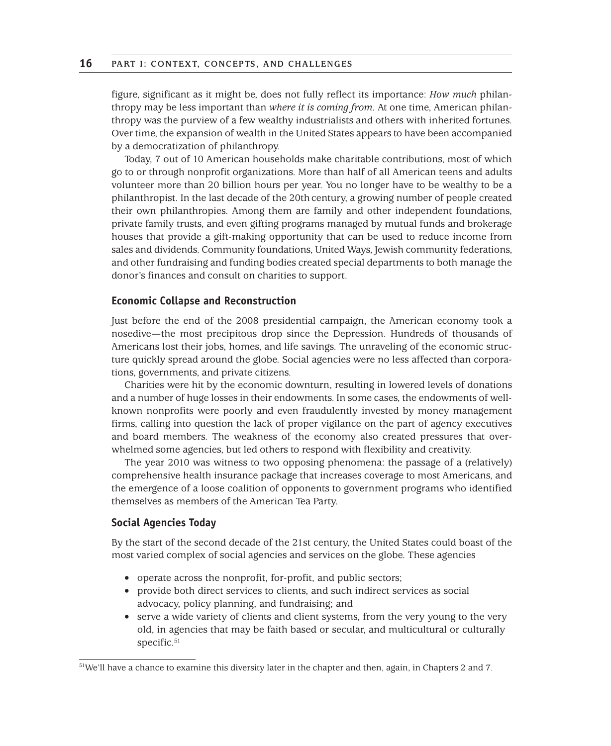figure, significant as it might be, does not fully reflect its importance: *How much* philanthropy may be less important than *where it is coming from*. At one time, American philanthropy was the purview of a few wealthy industrialists and others with inherited fortunes. Over time, the expansion of wealth in the United States appears to have been accompanied by a democratization of philanthropy.

Today, 7 out of 10 American households make charitable contributions, most of which go to or through nonprofit organizations. More than half of all American teens and adults volunteer more than 20 billion hours per year. You no longer have to be wealthy to be a philanthropist. In the last decade of the 20th century, a growing number of people created their own philanthropies. Among them are family and other independent foundations, private family trusts, and even gifting programs managed by mutual funds and brokerage houses that provide a gift-making opportunity that can be used to reduce income from sales and dividends. Community foundations, United Ways, Jewish community federations, and other fundraising and funding bodies created special departments to both manage the donor's finances and consult on charities to support.

### Economic Collapse and Reconstruction

Just before the end of the 2008 presidential campaign, the American economy took a nosedive—the most precipitous drop since the Depression. Hundreds of thousands of Americans lost their jobs, homes, and life savings. The unraveling of the economic structure quickly spread around the globe. Social agencies were no less affected than corporations, governments, and private citizens.

Charities were hit by the economic downturn, resulting in lowered levels of donations and a number of huge losses in their endowments. In some cases, the endowments of well-known nonprofits were poorly and even fraudulently invested by money management firms, calling into question the lack of proper vigilance on the part of agency executives and board members. The weakness of the economy also created pressures that overwhelmed some agencies, but led others to respond with flexibility and creativity.

The year 2010 was witness to two opposing phenomena: the passage of a (relatively) comprehensive health insurance package that increases coverage to most Americans, and the emergence of a loose coalition of opponents to government programs who identified themselves as members of the American Tea Party.

### Social Agencies Today

By the start of the second decade of the 21st century, the United States could boast of the most varied complex of social agencies and services on the globe. These agencies

- operate across the nonprofit, for-profit, and public sectors;
- provide both direct services to clients, and such indirect services as social advocacy, policy planning, and fundraising; and
- serve a wide variety of clients and client systems, from the very young to the very old, in agencies that may be faith based or secular, and multicultural or culturally specific.[51]

[51] We'll have a chance to examine this diversity later in the chapter and then, again, in Chapters 2 and 7.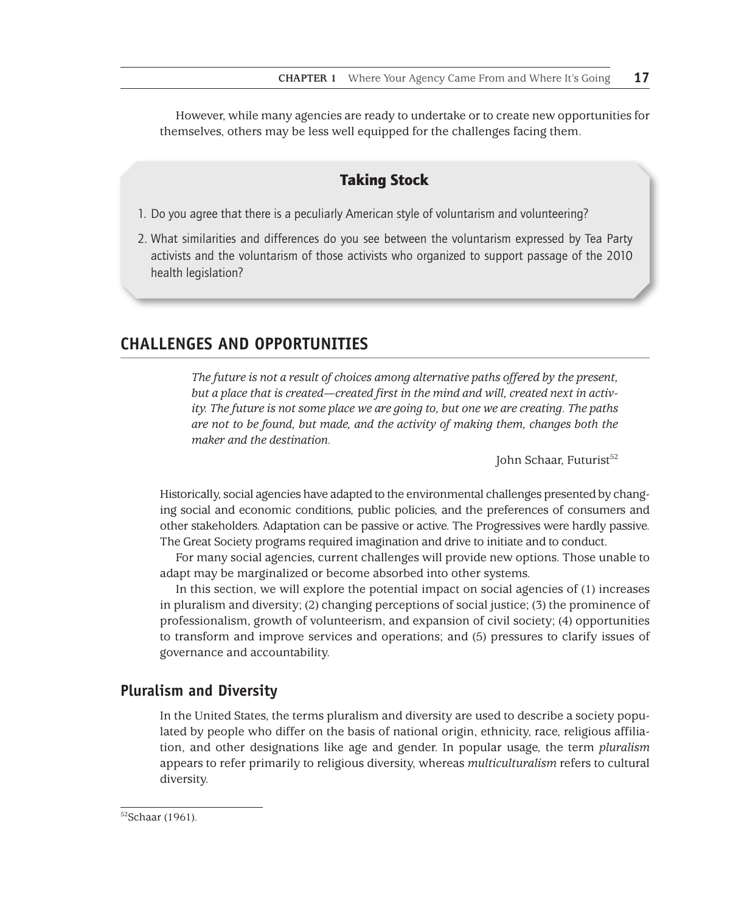However, while many agencies are ready to undertake or to create new opportunities for themselves, others may be less well equipped for the challenges facing them.

> **Taking Stock**
>
> 1. Do you agree that there is a peculiarly American style of voluntarism and volunteering?
> 2. What similarities and differences do you see between the voluntarism expressed by Tea Party activists and the voluntarism of those activists who organized to support passage of the 2010 health legislation?

## CHALLENGES AND OPPORTUNITIES

> *The future is not a result of choices among alternative paths offered by the present, but a place that is created—created first in the mind and will, created next in activity. The future is not some place we are going to, but one we are creating. The paths are not to be found, but made, and the activity of making them, changes both the maker and the destination.*
>
> John Schaar, Futurist[52]

Historically, social agencies have adapted to the environmental challenges presented by changing social and economic conditions, public policies, and the preferences of consumers and other stakeholders. Adaptation can be passive or active. The Progressives were hardly passive. The Great Society programs required imagination and drive to initiate and to conduct.

For many social agencies, current challenges will provide new options. Those unable to adapt may be marginalized or become absorbed into other systems.

In this section, we will explore the potential impact on social agencies of (1) increases in pluralism and diversity; (2) changing perceptions of social justice; (3) the prominence of professionalism, growth of volunteerism, and expansion of civil society; (4) opportunities to transform and improve services and operations; and (5) pressures to clarify issues of governance and accountability.

### Pluralism and Diversity

In the United States, the terms pluralism and diversity are used to describe a society populated by people who differ on the basis of national origin, ethnicity, race, religious affiliation, and other designations like age and gender. In popular usage, the term *pluralism* appears to refer primarily to religious diversity, whereas *multiculturalism* refers to cultural diversity.

---

[52] Schaar (1961).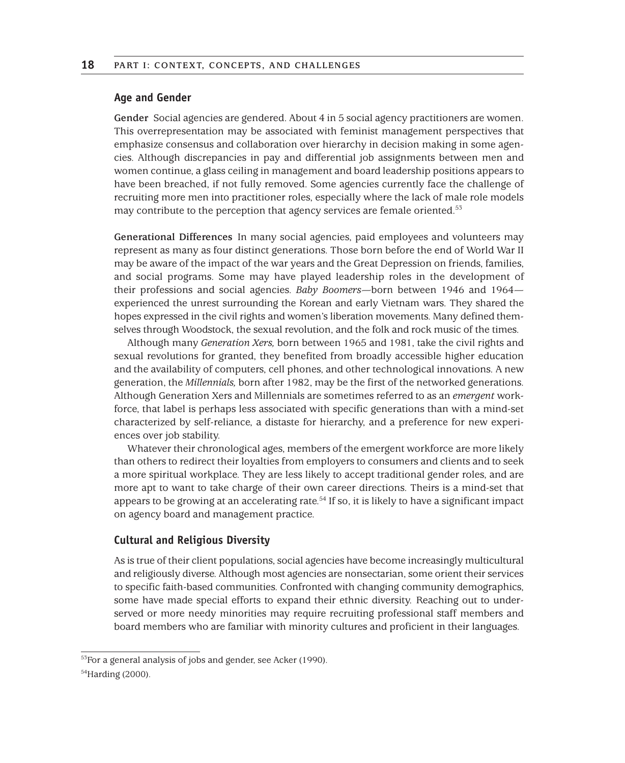## Age and Gender

**Gender** Social agencies are gendered. About 4 in 5 social agency practitioners are women. This overrepresentation may be associated with feminist management perspectives that emphasize consensus and collaboration over hierarchy in decision making in some agencies. Although discrepancies in pay and differential job assignments between men and women continue, a glass ceiling in management and board leadership positions appears to have been breached, if not fully removed. Some agencies currently face the challenge of recruiting more men into practitioner roles, especially where the lack of male role models may contribute to the perception that agency services are female oriented.[53]

**Generational Differences** In many social agencies, paid employees and volunteers may represent as many as four distinct generations. Those born before the end of World War II may be aware of the impact of the war years and the Great Depression on friends, families, and social programs. Some may have played leadership roles in the development of their professions and social agencies. *Baby Boomers*—born between 1946 and 1964—experienced the unrest surrounding the Korean and early Vietnam wars. They shared the hopes expressed in the civil rights and women's liberation movements. Many defined themselves through Woodstock, the sexual revolution, and the folk and rock music of the times.

Although many *Generation Xers,* born between 1965 and 1981, take the civil rights and sexual revolutions for granted, they benefited from broadly accessible higher education and the availability of computers, cell phones, and other technological innovations. A new generation, the *Millennials,* born after 1982, may be the first of the networked generations. Although Generation Xers and Millennials are sometimes referred to as an *emergent* workforce, that label is perhaps less associated with specific generations than with a mind-set characterized by self-reliance, a distaste for hierarchy, and a preference for new experiences over job stability.

Whatever their chronological ages, members of the emergent workforce are more likely than others to redirect their loyalties from employers to consumers and clients and to seek a more spiritual workplace. They are less likely to accept traditional gender roles, and are more apt to want to take charge of their own career directions. Theirs is a mind-set that appears to be growing at an accelerating rate.[54] If so, it is likely to have a significant impact on agency board and management practice.

## Cultural and Religious Diversity

As is true of their client populations, social agencies have become increasingly multicultural and religiously diverse. Although most agencies are nonsectarian, some orient their services to specific faith-based communities. Confronted with changing community demographics, some have made special efforts to expand their ethnic diversity. Reaching out to underserved or more needy minorities may require recruiting professional staff members and board members who are familiar with minority cultures and proficient in their languages.

---

[53]For a general analysis of jobs and gender, see Acker (1990).

[54]Harding (2000).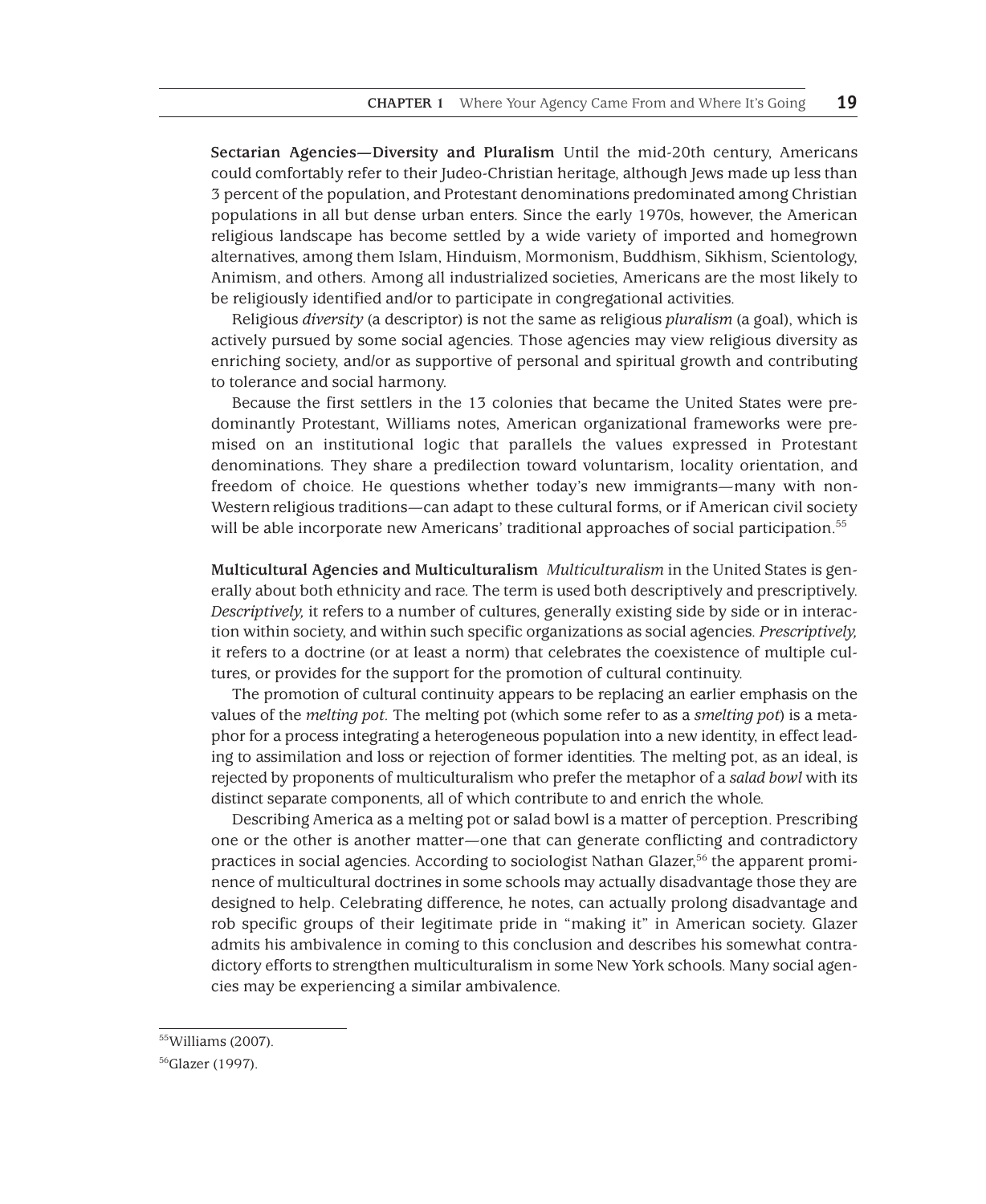**Sectarian Agencies—Diversity and Pluralism** Until the mid-20th century, Americans could comfortably refer to their Judeo-Christian heritage, although Jews made up less than 3 percent of the population, and Protestant denominations predominated among Christian populations in all but dense urban enters. Since the early 1970s, however, the American religious landscape has become settled by a wide variety of imported and homegrown alternatives, among them Islam, Hinduism, Mormonism, Buddhism, Sikhism, Scientology, Animism, and others. Among all industrialized societies, Americans are the most likely to be religiously identified and/or to participate in congregational activities.

Religious *diversity* (a descriptor) is not the same as religious *pluralism* (a goal), which is actively pursued by some social agencies. Those agencies may view religious diversity as enriching society, and/or as supportive of personal and spiritual growth and contributing to tolerance and social harmony.

Because the first settlers in the 13 colonies that became the United States were predominantly Protestant, Williams notes, American organizational frameworks were premised on an institutional logic that parallels the values expressed in Protestant denominations. They share a predilection toward voluntarism, locality orientation, and freedom of choice. He questions whether today's new immigrants—many with non-Western religious traditions—can adapt to these cultural forms, or if American civil society will be able incorporate new Americans' traditional approaches of social participation.[55]

**Multicultural Agencies and Multiculturalism** *Multiculturalism* in the United States is generally about both ethnicity and race. The term is used both descriptively and prescriptively. *Descriptively,* it refers to a number of cultures, generally existing side by side or in interaction within society, and within such specific organizations as social agencies. *Prescriptively,* it refers to a doctrine (or at least a norm) that celebrates the coexistence of multiple cultures, or provides for the support for the promotion of cultural continuity.

The promotion of cultural continuity appears to be replacing an earlier emphasis on the values of the *melting pot*. The melting pot (which some refer to as a *smelting pot*) is a metaphor for a process integrating a heterogeneous population into a new identity, in effect leading to assimilation and loss or rejection of former identities. The melting pot, as an ideal, is rejected by proponents of multiculturalism who prefer the metaphor of a *salad bowl* with its distinct separate components, all of which contribute to and enrich the whole.

Describing America as a melting pot or salad bowl is a matter of perception. Prescribing one or the other is another matter—one that can generate conflicting and contradictory practices in social agencies. According to sociologist Nathan Glazer,[56] the apparent prominence of multicultural doctrines in some schools may actually disadvantage those they are designed to help. Celebrating difference, he notes, can actually prolong disadvantage and rob specific groups of their legitimate pride in "making it" in American society. Glazer admits his ambivalence in coming to this conclusion and describes his somewhat contradictory efforts to strengthen multiculturalism in some New York schools. Many social agencies may be experiencing a similar ambivalence.

---

[55] Williams (2007).

[56] Glazer (1997).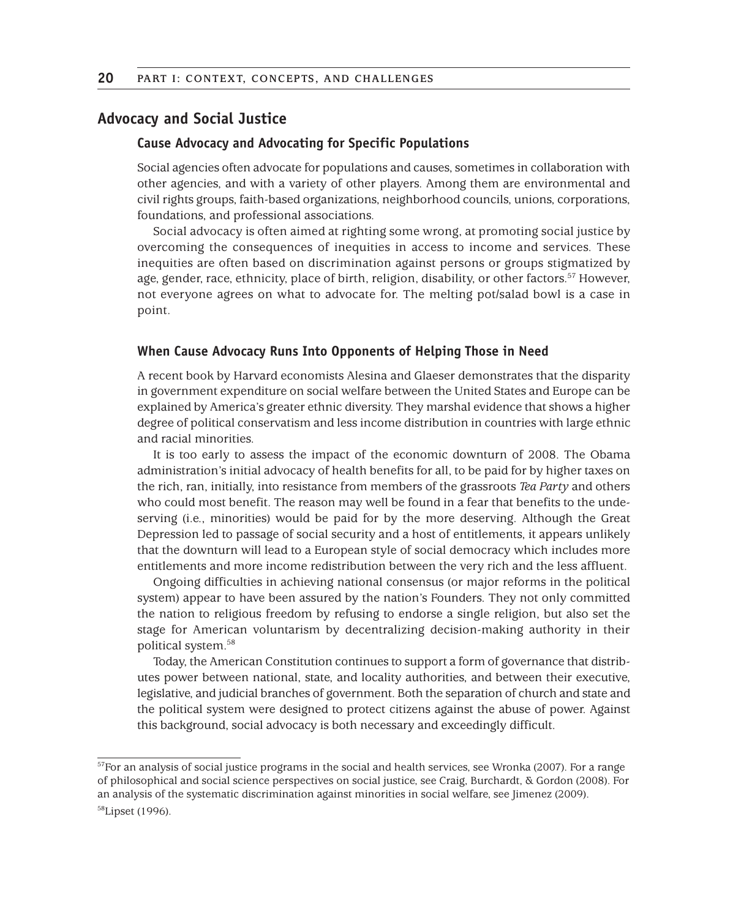## Advocacy and Social Justice

### Cause Advocacy and Advocating for Specific Populations

Social agencies often advocate for populations and causes, sometimes in collaboration with other agencies, and with a variety of other players. Among them are environmental and civil rights groups, faith-based organizations, neighborhood councils, unions, corporations, foundations, and professional associations.

Social advocacy is often aimed at righting some wrong, at promoting social justice by overcoming the consequences of inequities in access to income and services. These inequities are often based on discrimination against persons or groups stigmatized by age, gender, race, ethnicity, place of birth, religion, disability, or other factors.[57] However, not everyone agrees on what to advocate for. The melting pot/salad bowl is a case in point.

### When Cause Advocacy Runs Into Opponents of Helping Those in Need

A recent book by Harvard economists Alesina and Glaeser demonstrates that the disparity in government expenditure on social welfare between the United States and Europe can be explained by America's greater ethnic diversity. They marshal evidence that shows a higher degree of political conservatism and less income distribution in countries with large ethnic and racial minorities.

It is too early to assess the impact of the economic downturn of 2008. The Obama administration's initial advocacy of health benefits for all, to be paid for by higher taxes on the rich, ran, initially, into resistance from members of the grassroots *Tea Party* and others who could most benefit. The reason may well be found in a fear that benefits to the undeserving (i.e., minorities) would be paid for by the more deserving. Although the Great Depression led to passage of social security and a host of entitlements, it appears unlikely that the downturn will lead to a European style of social democracy which includes more entitlements and more income redistribution between the very rich and the less affluent.

Ongoing difficulties in achieving national consensus (or major reforms in the political system) appear to have been assured by the nation's Founders. They not only committed the nation to religious freedom by refusing to endorse a single religion, but also set the stage for American voluntarism by decentralizing decision-making authority in their political system.[58]

Today, the American Constitution continues to support a form of governance that distributes power between national, state, and locality authorities, and between their executive, legislative, and judicial branches of government. Both the separation of church and state and the political system were designed to protect citizens against the abuse of power. Against this background, social advocacy is both necessary and exceedingly difficult.

---

[57]For an analysis of social justice programs in the social and health services, see Wronka (2007). For a range of philosophical and social science perspectives on social justice, see Craig, Burchardt, & Gordon (2008). For an analysis of the systematic discrimination against minorities in social welfare, see Jimenez (2009).

[58]Lipset (1996).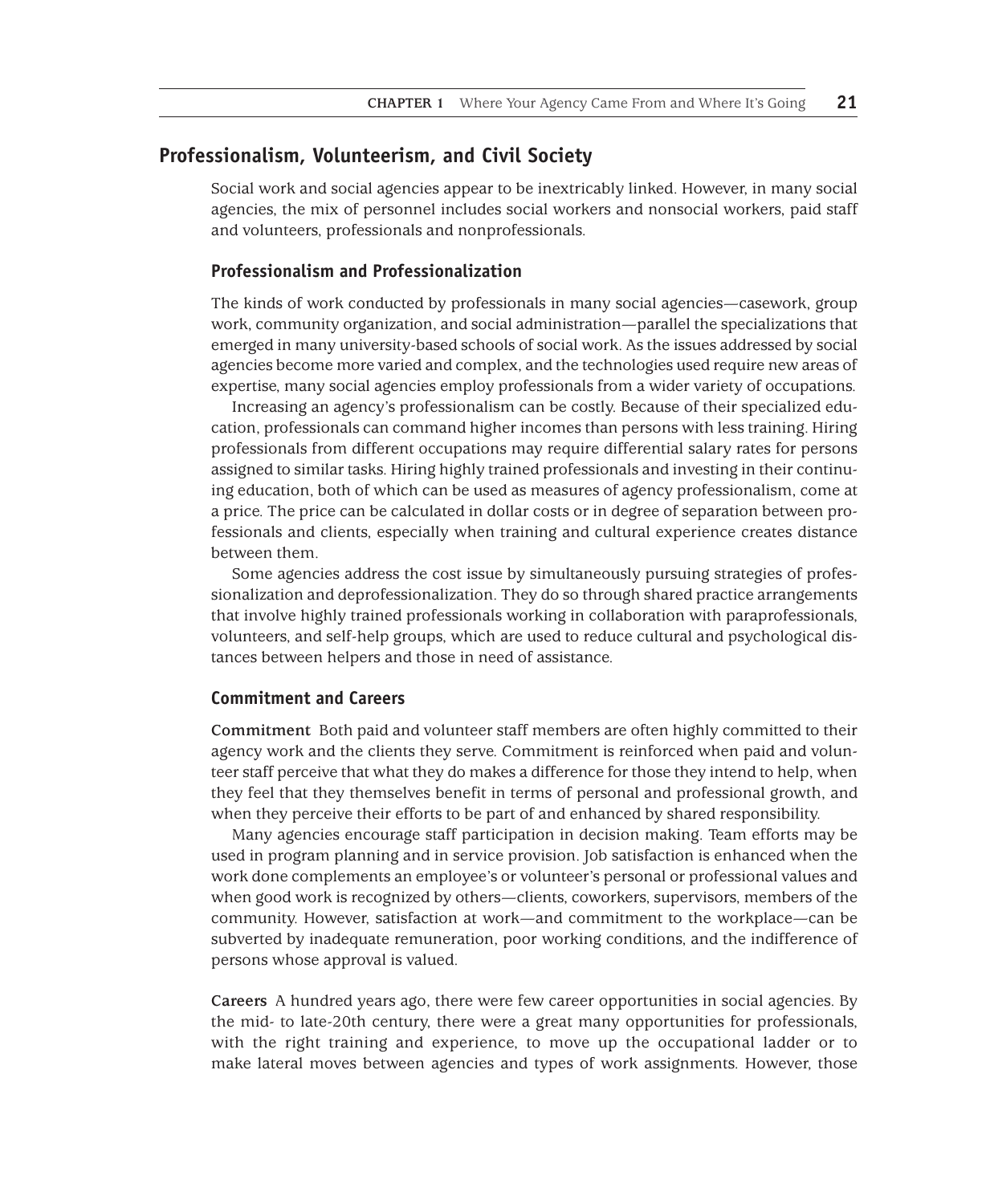## Professionalism, Volunteerism, and Civil Society

Social work and social agencies appear to be inextricably linked. However, in many social agencies, the mix of personnel includes social workers and nonsocial workers, paid staff and volunteers, professionals and nonprofessionals.

### Professionalism and Professionalization

The kinds of work conducted by professionals in many social agencies—casework, group work, community organization, and social administration—parallel the specializations that emerged in many university-based schools of social work. As the issues addressed by social agencies become more varied and complex, and the technologies used require new areas of expertise, many social agencies employ professionals from a wider variety of occupations.

Increasing an agency's professionalism can be costly. Because of their specialized education, professionals can command higher incomes than persons with less training. Hiring professionals from different occupations may require differential salary rates for persons assigned to similar tasks. Hiring highly trained professionals and investing in their continuing education, both of which can be used as measures of agency professionalism, come at a price. The price can be calculated in dollar costs or in degree of separation between professionals and clients, especially when training and cultural experience creates distance between them.

Some agencies address the cost issue by simultaneously pursuing strategies of professionalization and deprofessionalization. They do so through shared practice arrangements that involve highly trained professionals working in collaboration with paraprofessionals, volunteers, and self-help groups, which are used to reduce cultural and psychological distances between helpers and those in need of assistance.

### Commitment and Careers

**Commitment** Both paid and volunteer staff members are often highly committed to their agency work and the clients they serve. Commitment is reinforced when paid and volunteer staff perceive that what they do makes a difference for those they intend to help, when they feel that they themselves benefit in terms of personal and professional growth, and when they perceive their efforts to be part of and enhanced by shared responsibility.

Many agencies encourage staff participation in decision making. Team efforts may be used in program planning and in service provision. Job satisfaction is enhanced when the work done complements an employee's or volunteer's personal or professional values and when good work is recognized by others—clients, coworkers, supervisors, members of the community. However, satisfaction at work—and commitment to the workplace—can be subverted by inadequate remuneration, poor working conditions, and the indifference of persons whose approval is valued.

**Careers** A hundred years ago, there were few career opportunities in social agencies. By the mid- to late-20th century, there were a great many opportunities for professionals, with the right training and experience, to move up the occupational ladder or to make lateral moves between agencies and types of work assignments. However, those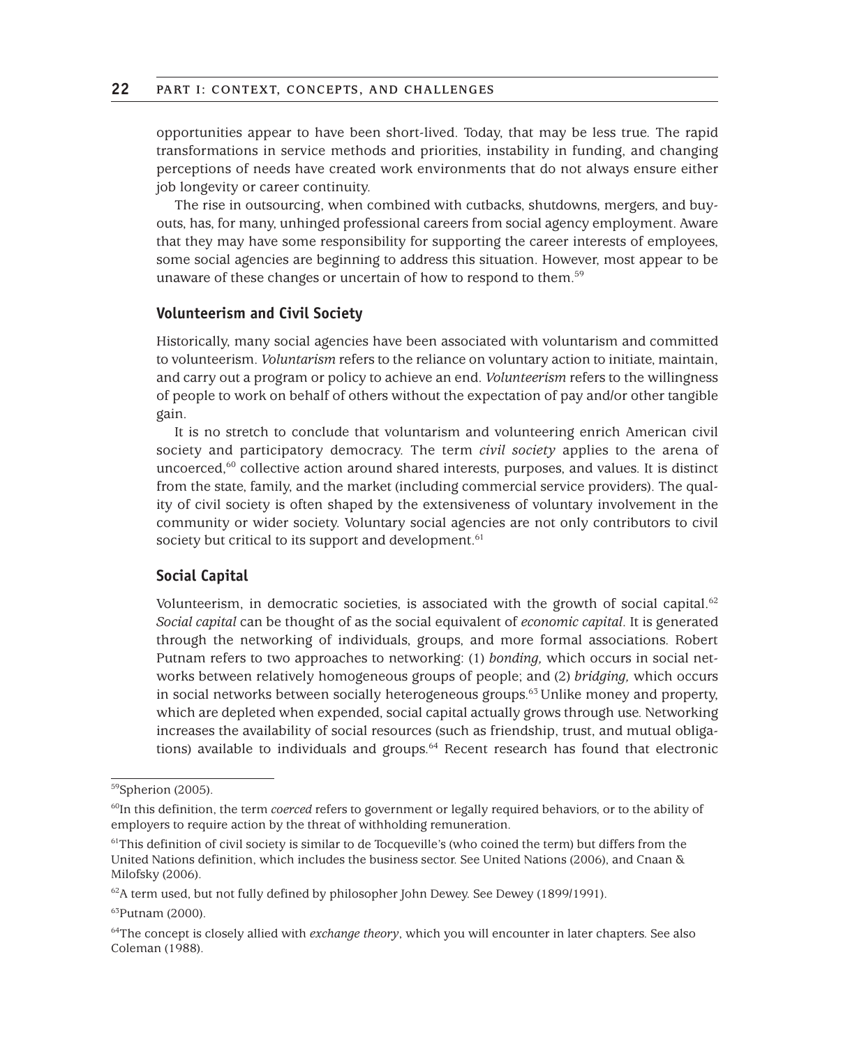opportunities appear to have been short-lived. Today, that may be less true. The rapid transformations in service methods and priorities, instability in funding, and changing perceptions of needs have created work environments that do not always ensure either job longevity or career continuity.

The rise in outsourcing, when combined with cutbacks, shutdowns, mergers, and buyouts, has, for many, unhinged professional careers from social agency employment. Aware that they may have some responsibility for supporting the career interests of employees, some social agencies are beginning to address this situation. However, most appear to be unaware of these changes or uncertain of how to respond to them.[59]

### Volunteerism and Civil Society

Historically, many social agencies have been associated with voluntarism and committed to volunteerism. *Voluntarism* refers to the reliance on voluntary action to initiate, maintain, and carry out a program or policy to achieve an end. *Volunteerism* refers to the willingness of people to work on behalf of others without the expectation of pay and/or other tangible gain.

It is no stretch to conclude that voluntarism and volunteering enrich American civil society and participatory democracy. The term *civil society* applies to the arena of uncoerced,[60] collective action around shared interests, purposes, and values. It is distinct from the state, family, and the market (including commercial service providers). The quality of civil society is often shaped by the extensiveness of voluntary involvement in the community or wider society. Voluntary social agencies are not only contributors to civil society but critical to its support and development.[61]

### Social Capital

Volunteerism, in democratic societies, is associated with the growth of social capital.[62] *Social capital* can be thought of as the social equivalent of *economic capital*. It is generated through the networking of individuals, groups, and more formal associations. Robert Putnam refers to two approaches to networking: (1) *bonding,* which occurs in social networks between relatively homogeneous groups of people; and (2) *bridging,* which occurs in social networks between socially heterogeneous groups.[63] Unlike money and property, which are depleted when expended, social capital actually grows through use. Networking increases the availability of social resources (such as friendship, trust, and mutual obligations) available to individuals and groups.[64] Recent research has found that electronic

---

[59] Spherion (2005).

[60] In this definition, the term *coerced* refers to government or legally required behaviors, or to the ability of employers to require action by the threat of withholding remuneration.

[61] This definition of civil society is similar to de Tocqueville's (who coined the term) but differs from the United Nations definition, which includes the business sector. See United Nations (2006), and Cnaan & Milofsky (2006).

[62] A term used, but not fully defined by philosopher John Dewey. See Dewey (1899/1991).

[63] Putnam (2000).

[64] The concept is closely allied with *exchange theory*, which you will encounter in later chapters. See also Coleman (1988).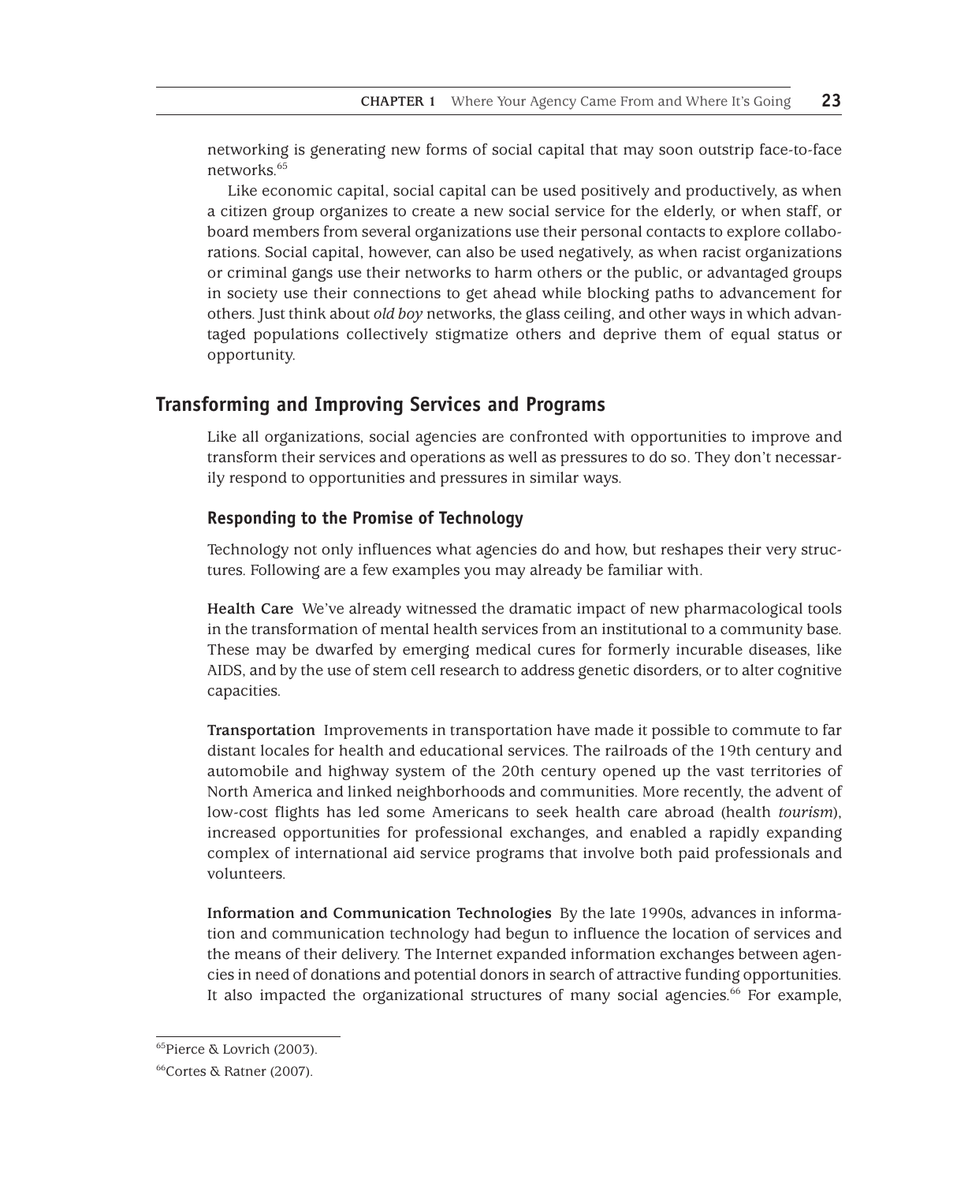networking is generating new forms of social capital that may soon outstrip face-to-face networks.[65]

Like economic capital, social capital can be used positively and productively, as when a citizen group organizes to create a new social service for the elderly, or when staff, or board members from several organizations use their personal contacts to explore collaborations. Social capital, however, can also be used negatively, as when racist organizations or criminal gangs use their networks to harm others or the public, or advantaged groups in society use their connections to get ahead while blocking paths to advancement for others. Just think about *old boy* networks, the glass ceiling, and other ways in which advantaged populations collectively stigmatize others and deprive them of equal status or opportunity.

## Transforming and Improving Services and Programs

Like all organizations, social agencies are confronted with opportunities to improve and transform their services and operations as well as pressures to do so. They don't necessarily respond to opportunities and pressures in similar ways.

### Responding to the Promise of Technology

Technology not only influences what agencies do and how, but reshapes their very structures. Following are a few examples you may already be familiar with.

**Health Care** We've already witnessed the dramatic impact of new pharmacological tools in the transformation of mental health services from an institutional to a community base. These may be dwarfed by emerging medical cures for formerly incurable diseases, like AIDS, and by the use of stem cell research to address genetic disorders, or to alter cognitive capacities.

**Transportation** Improvements in transportation have made it possible to commute to far distant locales for health and educational services. The railroads of the 19th century and automobile and highway system of the 20th century opened up the vast territories of North America and linked neighborhoods and communities. More recently, the advent of low-cost flights has led some Americans to seek health care abroad (health *tourism*), increased opportunities for professional exchanges, and enabled a rapidly expanding complex of international aid service programs that involve both paid professionals and volunteers.

**Information and Communication Technologies** By the late 1990s, advances in information and communication technology had begun to influence the location of services and the means of their delivery. The Internet expanded information exchanges between agencies in need of donations and potential donors in search of attractive funding opportunities. It also impacted the organizational structures of many social agencies.[66] For example,

---

[65]Pierce & Lovrich (2003).

[66]Cortes & Ratner (2007).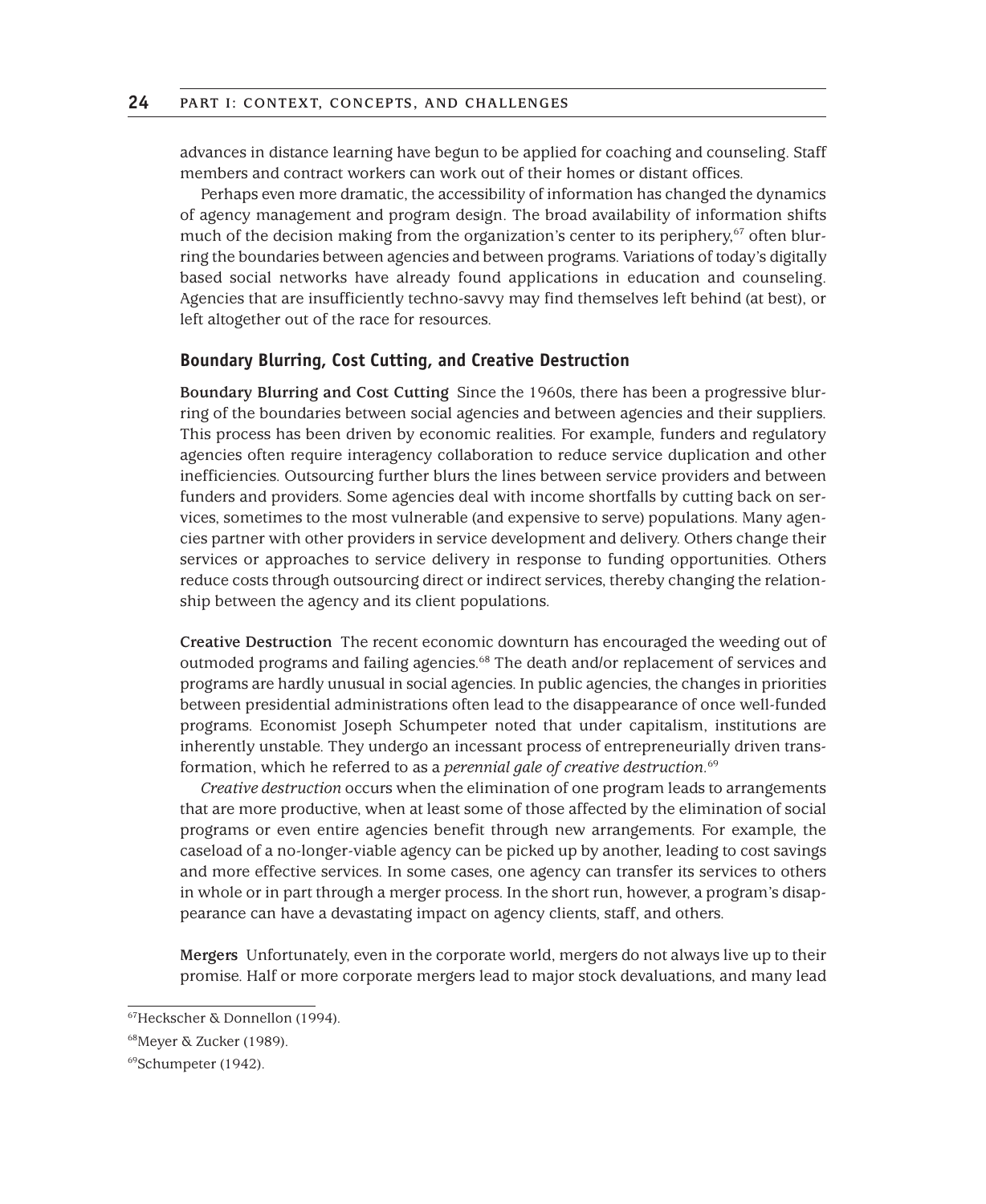advances in distance learning have begun to be applied for coaching and counseling. Staff members and contract workers can work out of their homes or distant offices.

Perhaps even more dramatic, the accessibility of information has changed the dynamics of agency management and program design. The broad availability of information shifts much of the decision making from the organization's center to its periphery,[67] often blurring the boundaries between agencies and between programs. Variations of today's digitally based social networks have already found applications in education and counseling. Agencies that are insufficiently techno-savvy may find themselves left behind (at best), or left altogether out of the race for resources.

### Boundary Blurring, Cost Cutting, and Creative Destruction

**Boundary Blurring and Cost Cutting** Since the 1960s, there has been a progressive blurring of the boundaries between social agencies and between agencies and their suppliers. This process has been driven by economic realities. For example, funders and regulatory agencies often require interagency collaboration to reduce service duplication and other inefficiencies. Outsourcing further blurs the lines between service providers and between funders and providers. Some agencies deal with income shortfalls by cutting back on services, sometimes to the most vulnerable (and expensive to serve) populations. Many agencies partner with other providers in service development and delivery. Others change their services or approaches to service delivery in response to funding opportunities. Others reduce costs through outsourcing direct or indirect services, thereby changing the relationship between the agency and its client populations.

**Creative Destruction** The recent economic downturn has encouraged the weeding out of outmoded programs and failing agencies.[68] The death and/or replacement of services and programs are hardly unusual in social agencies. In public agencies, the changes in priorities between presidential administrations often lead to the disappearance of once well-funded programs. Economist Joseph Schumpeter noted that under capitalism, institutions are inherently unstable. They undergo an incessant process of entrepreneurially driven transformation, which he referred to as a *perennial gale of creative destruction*.[69]

*Creative destruction* occurs when the elimination of one program leads to arrangements that are more productive, when at least some of those affected by the elimination of social programs or even entire agencies benefit through new arrangements. For example, the caseload of a no-longer-viable agency can be picked up by another, leading to cost savings and more effective services. In some cases, one agency can transfer its services to others in whole or in part through a merger process. In the short run, however, a program's disappearance can have a devastating impact on agency clients, staff, and others.

**Mergers** Unfortunately, even in the corporate world, mergers do not always live up to their promise. Half or more corporate mergers lead to major stock devaluations, and many lead

---

[67] Heckscher & Donnellon (1994).

[68] Meyer & Zucker (1989).

[69] Schumpeter (1942).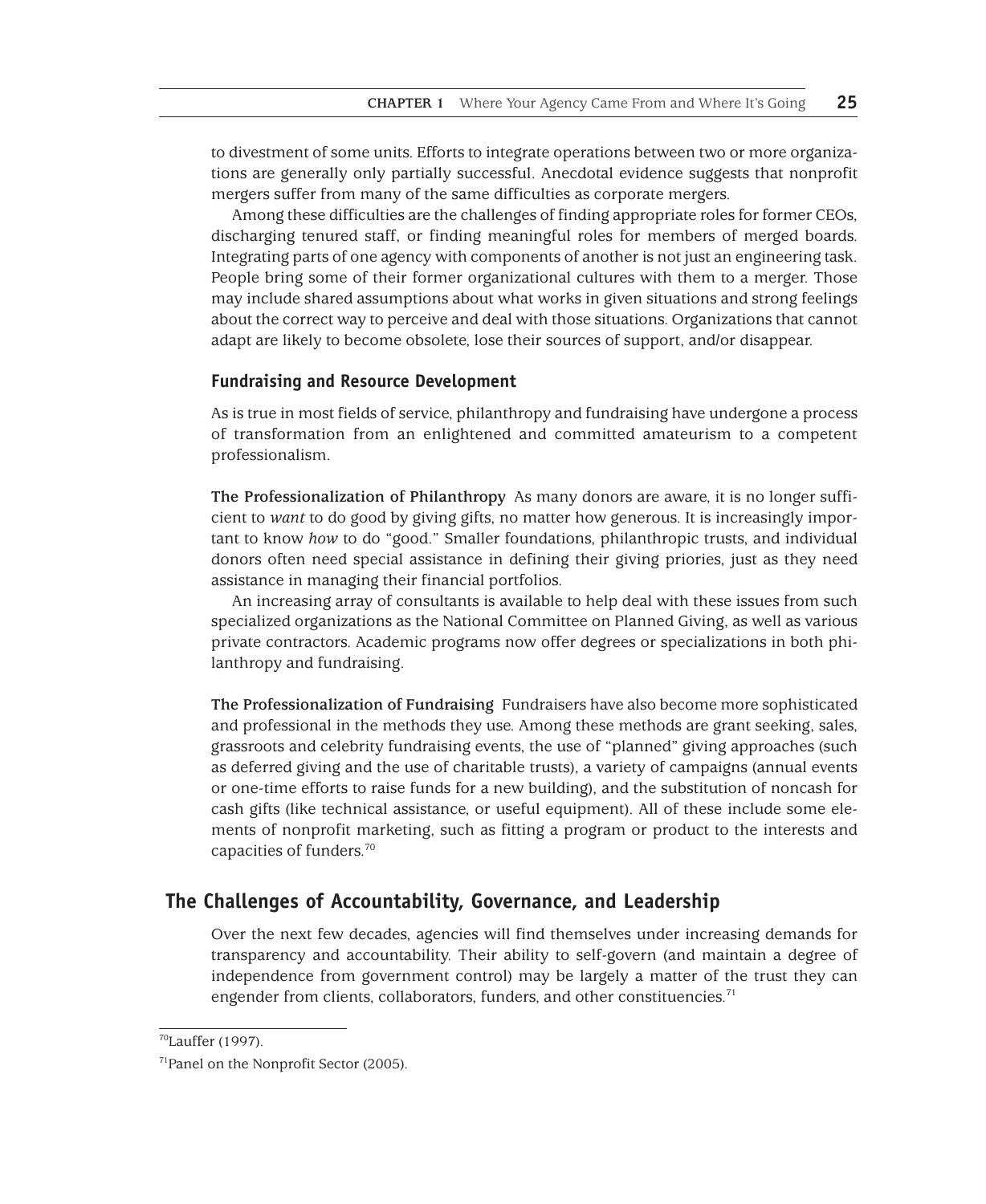to divestment of some units. Efforts to integrate operations between two or more organizations are generally only partially successful. Anecdotal evidence suggests that nonprofit mergers suffer from many of the same difficulties as corporate mergers.

Among these difficulties are the challenges of finding appropriate roles for former CEOs, discharging tenured staff, or finding meaningful roles for members of merged boards. Integrating parts of one agency with components of another is not just an engineering task. People bring some of their former organizational cultures with them to a merger. Those may include shared assumptions about what works in given situations and strong feelings about the correct way to perceive and deal with those situations. Organizations that cannot adapt are likely to become obsolete, lose their sources of support, and/or disappear.

### Fundraising and Resource Development

As is true in most fields of service, philanthropy and fundraising have undergone a process of transformation from an enlightened and committed amateurism to a competent professionalism.

**The Professionalization of Philanthropy** As many donors are aware, it is no longer sufficient to *want* to do good by giving gifts, no matter how generous. It is increasingly important to know *how* to do "good." Smaller foundations, philanthropic trusts, and individual donors often need special assistance in defining their giving priories, just as they need assistance in managing their financial portfolios.

An increasing array of consultants is available to help deal with these issues from such specialized organizations as the National Committee on Planned Giving, as well as various private contractors. Academic programs now offer degrees or specializations in both philanthropy and fundraising.

**The Professionalization of Fundraising** Fundraisers have also become more sophisticated and professional in the methods they use. Among these methods are grant seeking, sales, grassroots and celebrity fundraising events, the use of "planned" giving approaches (such as deferred giving and the use of charitable trusts), a variety of campaigns (annual events or one-time efforts to raise funds for a new building), and the substitution of noncash for cash gifts (like technical assistance, or useful equipment). All of these include some elements of nonprofit marketing, such as fitting a program or product to the interests and capacities of funders.[70]

## The Challenges of Accountability, Governance, and Leadership

Over the next few decades, agencies will find themselves under increasing demands for transparency and accountability. Their ability to self-govern (and maintain a degree of independence from government control) may be largely a matter of the trust they can engender from clients, collaborators, funders, and other constituencies.[71]

[70]Lauffer (1997).

[71]Panel on the Nonprofit Sector (2005).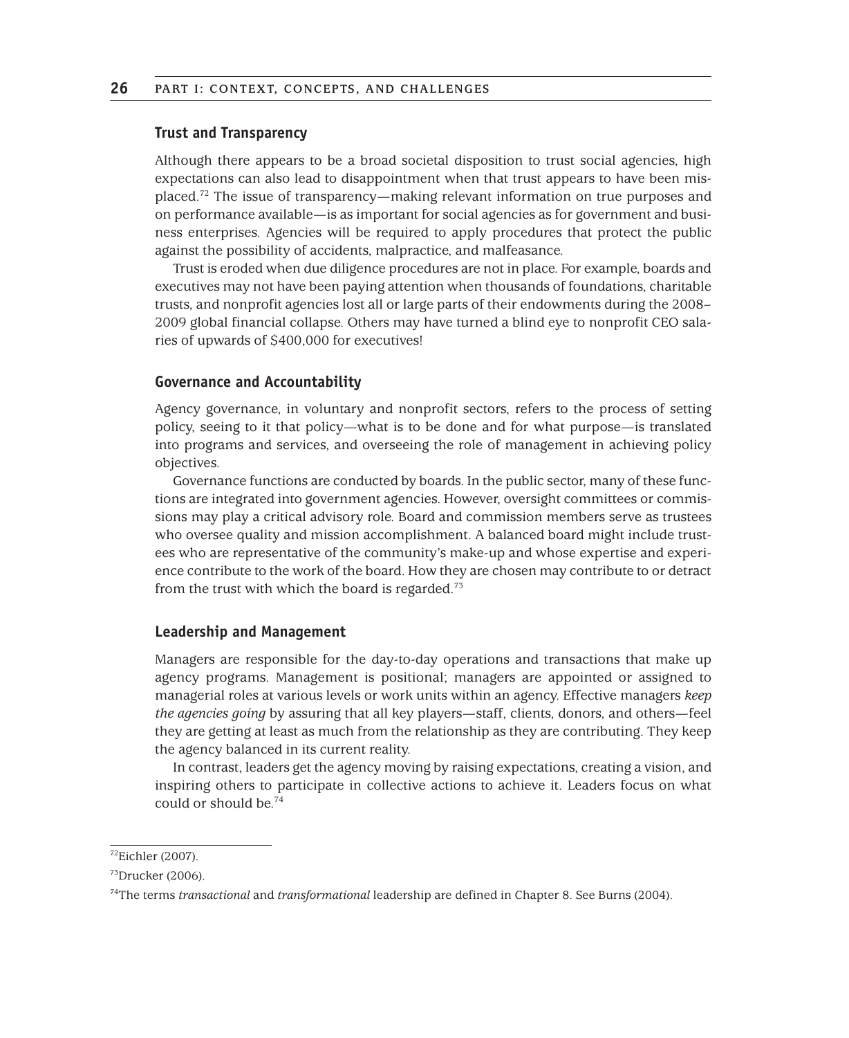### Trust and Transparency

Although there appears to be a broad societal disposition to trust social agencies, high expectations can also lead to disappointment when that trust appears to have been misplaced.[72] The issue of transparency—making relevant information on true purposes and on performance available—is as important for social agencies as for government and business enterprises. Agencies will be required to apply procedures that protect the public against the possibility of accidents, malpractice, and malfeasance.

Trust is eroded when due diligence procedures are not in place. For example, boards and executives may not have been paying attention when thousands of foundations, charitable trusts, and nonprofit agencies lost all or large parts of their endowments during the 2008–2009 global financial collapse. Others may have turned a blind eye to nonprofit CEO salaries of upwards of $400,000 for executives!

### Governance and Accountability

Agency governance, in voluntary and nonprofit sectors, refers to the process of setting policy, seeing to it that policy—what is to be done and for what purpose—is translated into programs and services, and overseeing the role of management in achieving policy objectives.

Governance functions are conducted by boards. In the public sector, many of these functions are integrated into government agencies. However, oversight committees or commissions may play a critical advisory role. Board and commission members serve as trustees who oversee quality and mission accomplishment. A balanced board might include trustees who are representative of the community's make-up and whose expertise and experience contribute to the work of the board. How they are chosen may contribute to or detract from the trust with which the board is regarded.[73]

### Leadership and Management

Managers are responsible for the day-to-day operations and transactions that make up agency programs. Management is positional; managers are appointed or assigned to managerial roles at various levels or work units within an agency. Effective managers *keep the agencies going* by assuring that all key players—staff, clients, donors, and others—feel they are getting at least as much from the relationship as they are contributing. They keep the agency balanced in its current reality.

In contrast, leaders get the agency moving by raising expectations, creating a vision, and inspiring others to participate in collective actions to achieve it. Leaders focus on what could or should be.[74]

---

[72] Eichler (2007).

[73] Drucker (2006).

[74] The terms *transactional* and *transformational* leadership are defined in Chapter 8. See Burns (2004).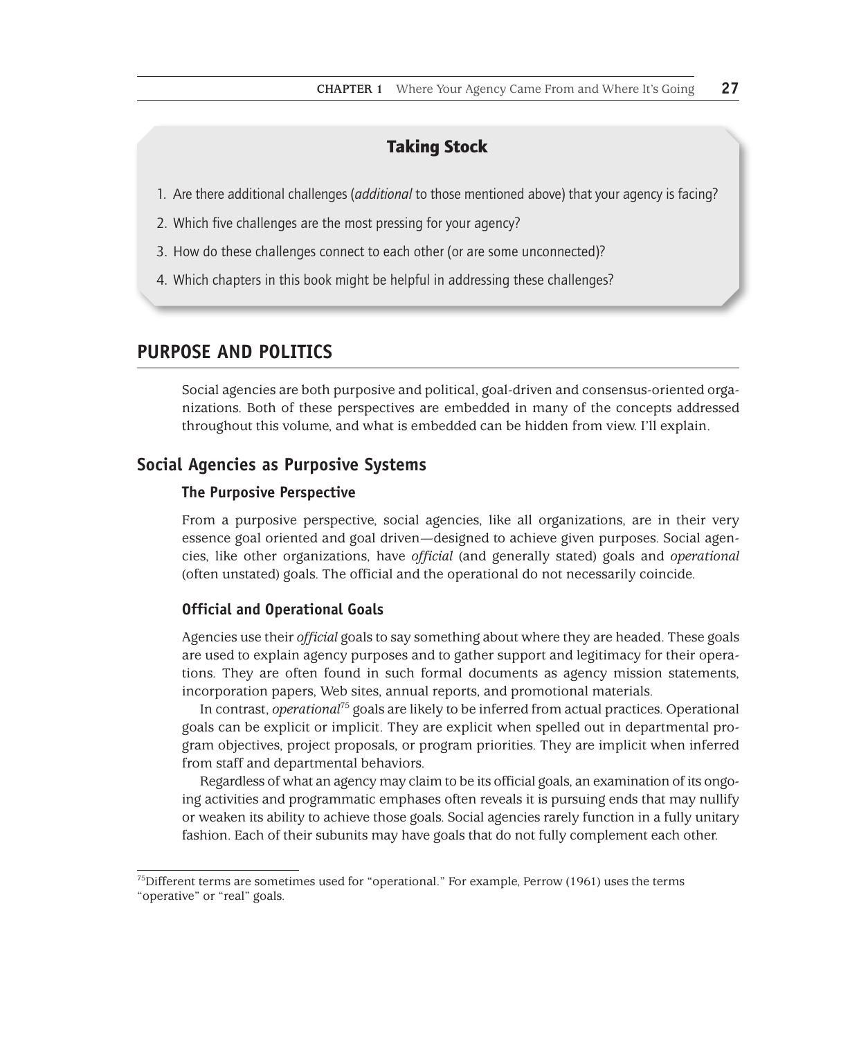### Taking Stock

1. Are there additional challenges (*additional* to those mentioned above) that your agency is facing?
2. Which five challenges are the most pressing for your agency?
3. How do these challenges connect to each other (or are some unconnected)?
4. Which chapters in this book might be helpful in addressing these challenges?

# PURPOSE AND POLITICS

Social agencies are both purposive and political, goal-driven and consensus-oriented organizations. Both of these perspectives are embedded in many of the concepts addressed throughout this volume, and what is embedded can be hidden from view. I'll explain.

## Social Agencies as Purposive Systems

### The Purposive Perspective

From a purposive perspective, social agencies, like all organizations, are in their very essence goal oriented and goal driven—designed to achieve given purposes. Social agencies, like other organizations, have *official* (and generally stated) goals and *operational* (often unstated) goals. The official and the operational do not necessarily coincide.

### Official and Operational Goals

Agencies use their *official* goals to say something about where they are headed. These goals are used to explain agency purposes and to gather support and legitimacy for their operations. They are often found in such formal documents as agency mission statements, incorporation papers, Web sites, annual reports, and promotional materials.

In contrast, *operational*[75] goals are likely to be inferred from actual practices. Operational goals can be explicit or implicit. They are explicit when spelled out in departmental program objectives, project proposals, or program priorities. They are implicit when inferred from staff and departmental behaviors.

Regardless of what an agency may claim to be its official goals, an examination of its ongoing activities and programmatic emphases often reveals it is pursuing ends that may nullify or weaken its ability to achieve those goals. Social agencies rarely function in a fully unitary fashion. Each of their subunits may have goals that do not fully complement each other.

---

[75]Different terms are sometimes used for "operational." For example, Perrow (1961) uses the terms "operative" or "real" goals.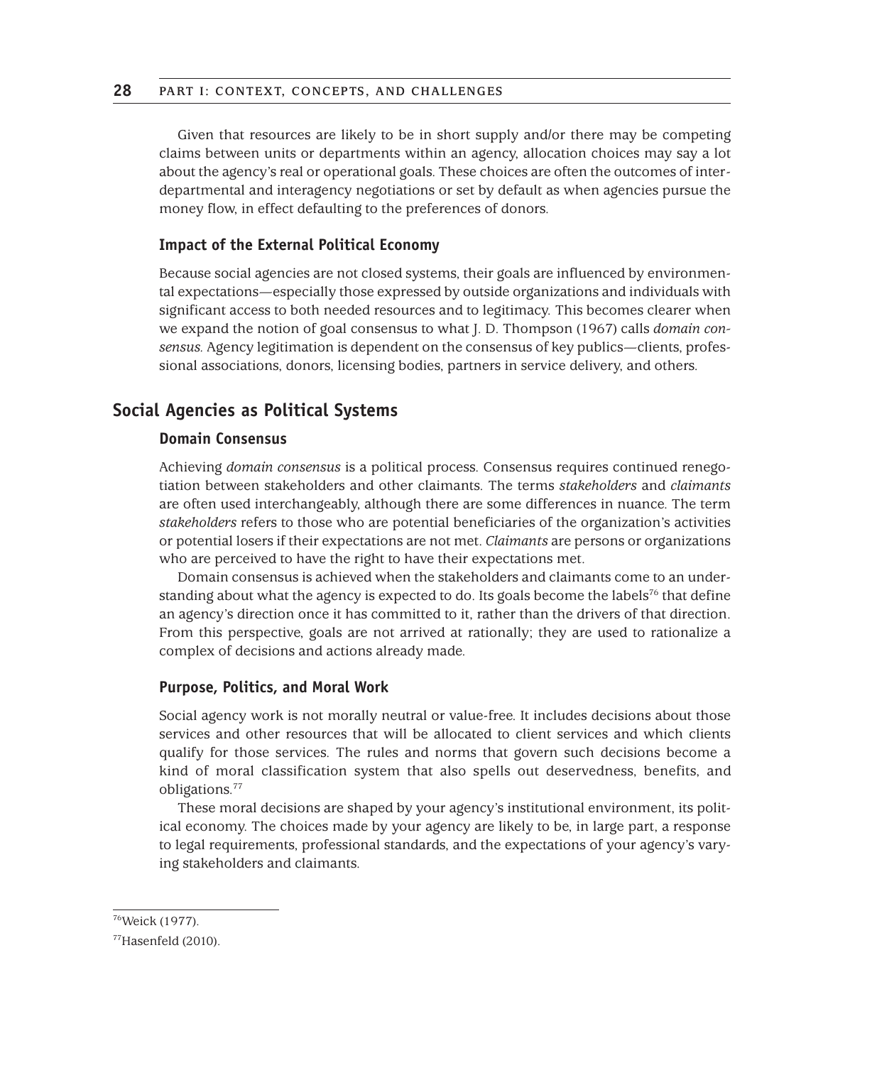Given that resources are likely to be in short supply and/or there may be competing claims between units or departments within an agency, allocation choices may say a lot about the agency's real or operational goals. These choices are often the outcomes of interdepartmental and interagency negotiations or set by default as when agencies pursue the money flow, in effect defaulting to the preferences of donors.

### Impact of the External Political Economy

Because social agencies are not closed systems, their goals are influenced by environmental expectations—especially those expressed by outside organizations and individuals with significant access to both needed resources and to legitimacy. This becomes clearer when we expand the notion of goal consensus to what J. D. Thompson (1967) calls *domain consensus.* Agency legitimation is dependent on the consensus of key publics—clients, professional associations, donors, licensing bodies, partners in service delivery, and others.

## Social Agencies as Political Systems

### Domain Consensus

Achieving *domain consensus* is a political process. Consensus requires continued renegotiation between stakeholders and other claimants. The terms *stakeholders* and *claimants* are often used interchangeably, although there are some differences in nuance. The term *stakeholders* refers to those who are potential beneficiaries of the organization's activities or potential losers if their expectations are not met. *Claimants* are persons or organizations who are perceived to have the right to have their expectations met.

Domain consensus is achieved when the stakeholders and claimants come to an understanding about what the agency is expected to do. Its goals become the labels[76] that define an agency's direction once it has committed to it, rather than the drivers of that direction. From this perspective, goals are not arrived at rationally; they are used to rationalize a complex of decisions and actions already made.

### Purpose, Politics, and Moral Work

Social agency work is not morally neutral or value-free. It includes decisions about those services and other resources that will be allocated to client services and which clients qualify for those services. The rules and norms that govern such decisions become a kind of moral classification system that also spells out deservedness, benefits, and obligations.[77]

These moral decisions are shaped by your agency's institutional environment, its political economy. The choices made by your agency are likely to be, in large part, a response to legal requirements, professional standards, and the expectations of your agency's varying stakeholders and claimants.

---

[76] Weick (1977).

[77] Hasenfeld (2010).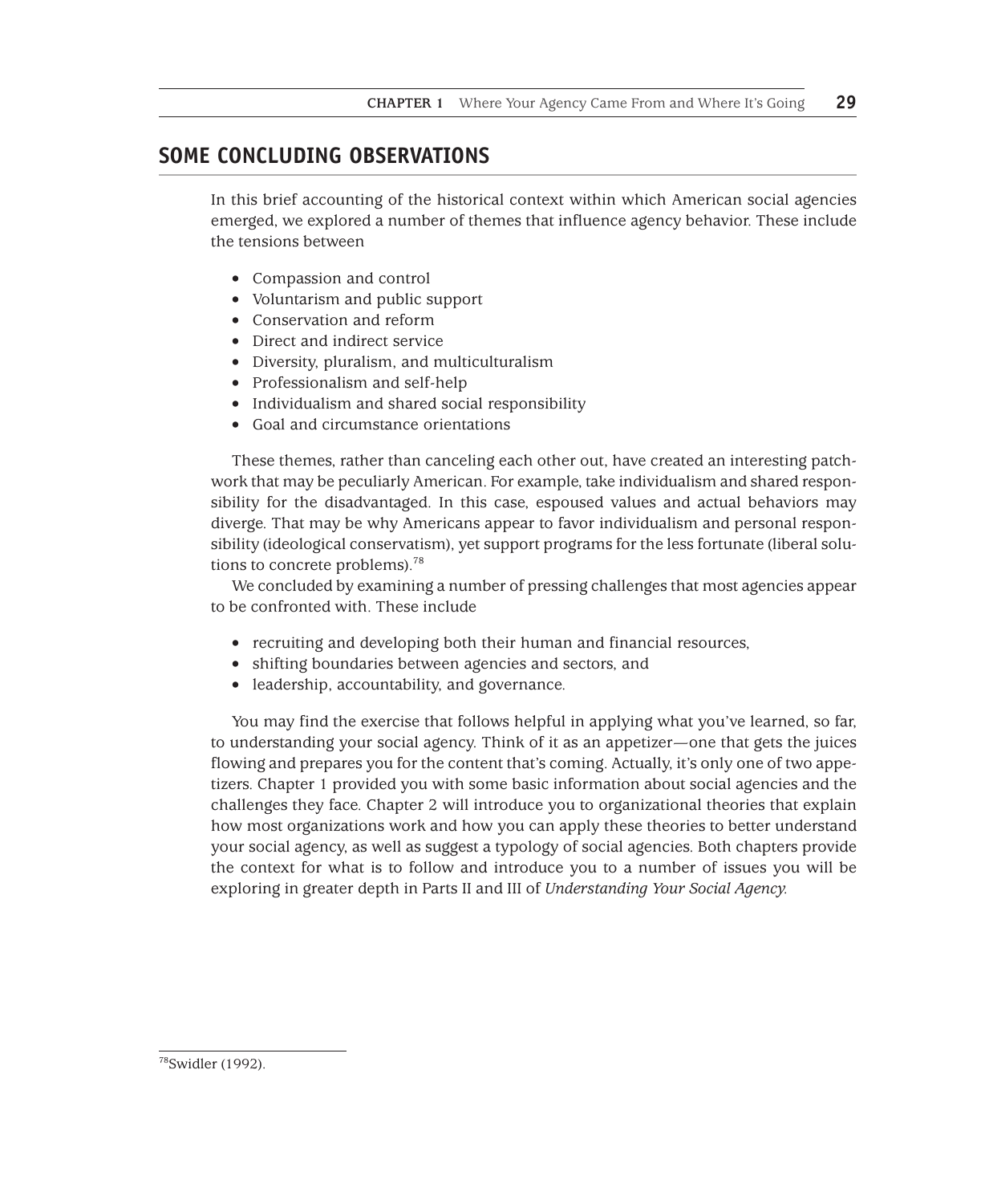## SOME CONCLUDING OBSERVATIONS

In this brief accounting of the historical context within which American social agencies emerged, we explored a number of themes that influence agency behavior. These include the tensions between

- Compassion and control
- Voluntarism and public support
- Conservation and reform
- Direct and indirect service
- Diversity, pluralism, and multiculturalism
- Professionalism and self-help
- Individualism and shared social responsibility
- Goal and circumstance orientations

These themes, rather than canceling each other out, have created an interesting patchwork that may be peculiarly American. For example, take individualism and shared responsibility for the disadvantaged. In this case, espoused values and actual behaviors may diverge. That may be why Americans appear to favor individualism and personal responsibility (ideological conservatism), yet support programs for the less fortunate (liberal solutions to concrete problems).[78]

We concluded by examining a number of pressing challenges that most agencies appear to be confronted with. These include

- recruiting and developing both their human and financial resources,
- shifting boundaries between agencies and sectors, and
- leadership, accountability, and governance.

You may find the exercise that follows helpful in applying what you've learned, so far, to understanding your social agency. Think of it as an appetizer—one that gets the juices flowing and prepares you for the content that's coming. Actually, it's only one of two appetizers. Chapter 1 provided you with some basic information about social agencies and the challenges they face. Chapter 2 will introduce you to organizational theories that explain how most organizations work and how you can apply these theories to better understand your social agency, as well as suggest a typology of social agencies. Both chapters provide the context for what is to follow and introduce you to a number of issues you will be exploring in greater depth in Parts II and III of *Understanding Your Social Agency.*

[78]Swidler (1992).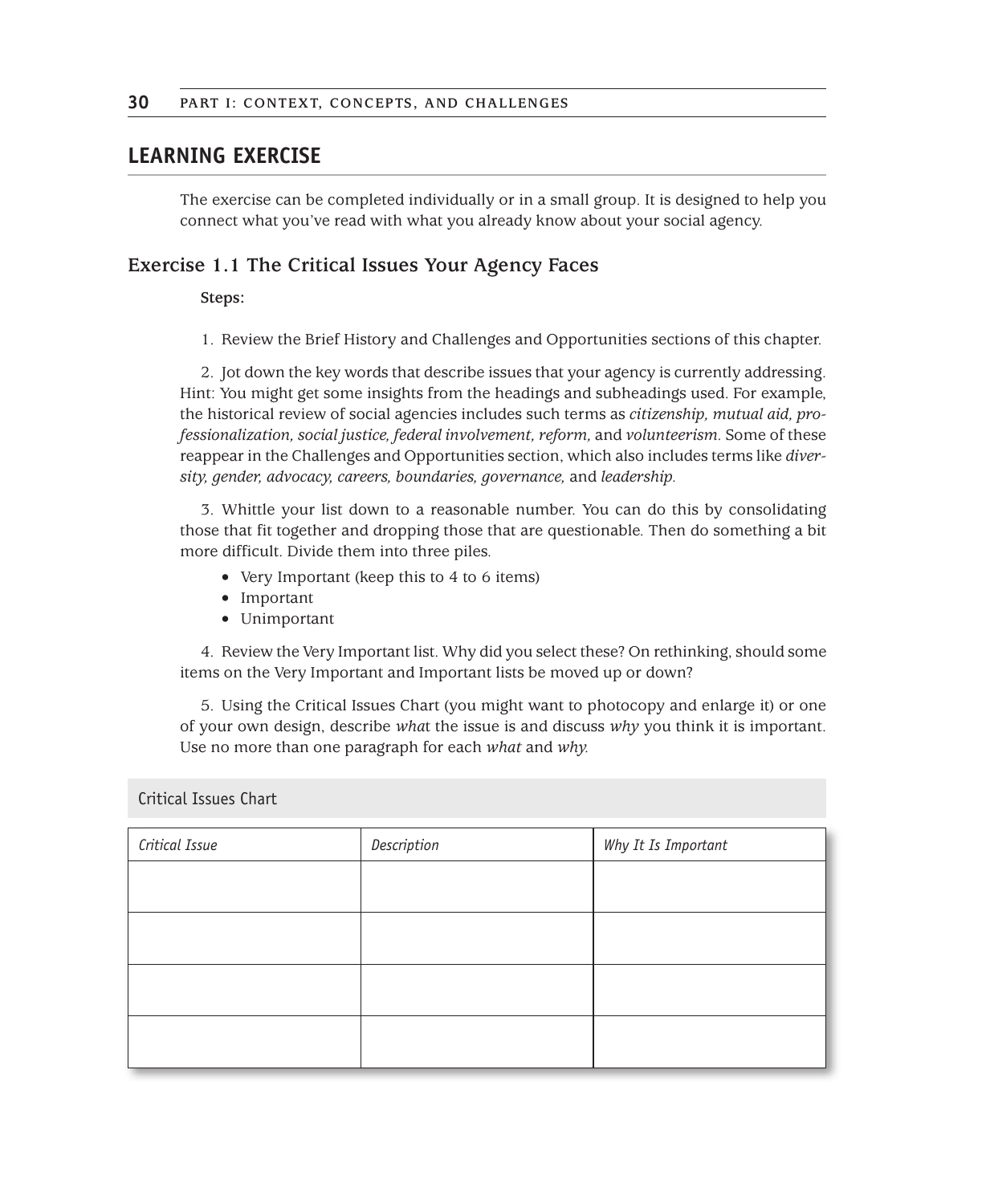## LEARNING EXERCISE

The exercise can be completed individually or in a small group. It is designed to help you connect what you've read with what you already know about your social agency.

### Exercise 1.1 The Critical Issues Your Agency Faces

**Steps:**

1. Review the Brief History and Challenges and Opportunities sections of this chapter.

2. Jot down the key words that describe issues that your agency is currently addressing. Hint: You might get some insights from the headings and subheadings used. For example, the historical review of social agencies includes such terms as *citizenship, mutual aid, professionalization, social justice, federal involvement, reform,* and *volunteerism*. Some of these reappear in the Challenges and Opportunities section, which also includes terms like *diversity, gender, advocacy, careers, boundaries, governance,* and *leadership.*

3. Whittle your list down to a reasonable number. You can do this by consolidating those that fit together and dropping those that are questionable. Then do something a bit more difficult. Divide them into three piles.

   - Very Important (keep this to 4 to 6 items)
   - Important
   - Unimportant

4. Review the Very Important list. Why did you select these? On rethinking, should some items on the Very Important and Important lists be moved up or down?

5. Using the Critical Issues Chart (you might want to photocopy and enlarge it) or one of your own design, describe *what* the issue is and discuss *why* you think it is important. Use no more than one paragraph for each *what* and *why.*

Critical Issues Chart

| *Critical Issue* | *Description* | *Why It Is Important* |
|---|---|---|
| | | |
| | | |
| | | |
| | | |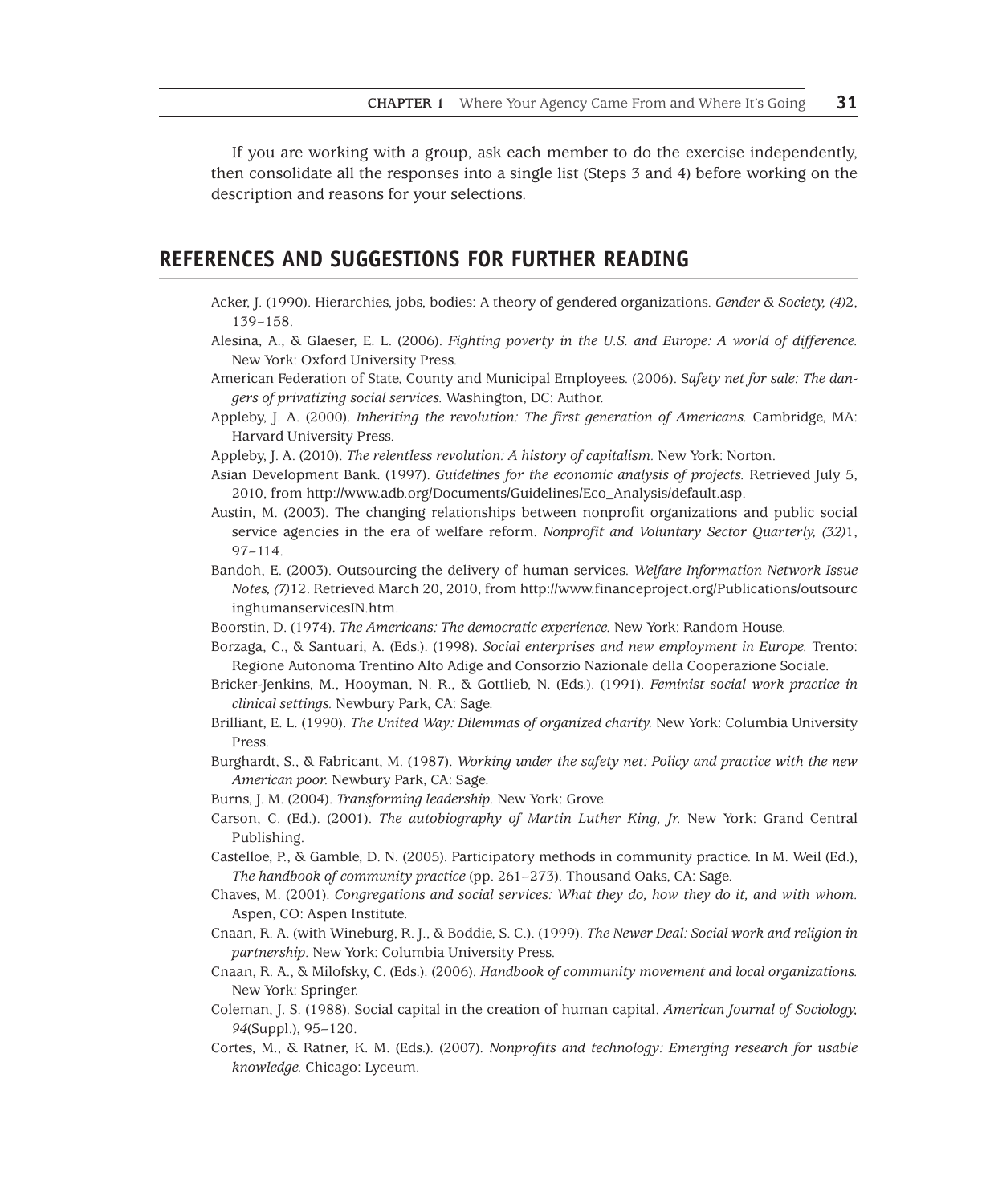If you are working with a group, ask each member to do the exercise independently, then consolidate all the responses into a single list (Steps 3 and 4) before working on the description and reasons for your selections.

## REFERENCES AND SUGGESTIONS FOR FURTHER READING

Acker, J. (1990). Hierarchies, jobs, bodies: A theory of gendered organizations. *Gender & Society, (4)*2, 139–158.

Alesina, A., & Glaeser, E. L. (2006). *Fighting poverty in the U.S. and Europe: A world of difference.* New York: Oxford University Press.

American Federation of State, County and Municipal Employees. (2006). S*afety net for sale: The dangers of privatizing social services.* Washington, DC: Author.

Appleby, J. A. (2000). *Inheriting the revolution: The first generation of Americans.* Cambridge, MA: Harvard University Press.

Appleby, J. A. (2010). *The relentless revolution: A history of capitalism.* New York: Norton.

Asian Development Bank. (1997). *Guidelines for the economic analysis of projects.* Retrieved July 5, 2010, from http://www.adb.org/Documents/Guidelines/Eco_Analysis/default.asp.

Austin, M. (2003). The changing relationships between nonprofit organizations and public social service agencies in the era of welfare reform. *Nonprofit and Voluntary Sector Quarterly, (32)*1, 97–114.

Bandoh, E. (2003). Outsourcing the delivery of human services. *Welfare Information Network Issue Notes, (7)*12. Retrieved March 20, 2010, from http://www.financeproject.org/Publications/outsourcinghumanservicesIN.htm.

Boorstin, D. (1974). *The Americans: The democratic experience.* New York: Random House.

Borzaga, C., & Santuari, A. (Eds.). (1998). *Social enterprises and new employment in Europe.* Trento: Regione Autonoma Trentino Alto Adige and Consorzio Nazionale della Cooperazione Sociale.

Bricker-Jenkins, M., Hooyman, N. R., & Gottlieb, N. (Eds.). (1991). *Feminist social work practice in clinical settings.* Newbury Park, CA: Sage.

Brilliant, E. L. (1990). *The United Way: Dilemmas of organized charity.* New York: Columbia University Press.

Burghardt, S., & Fabricant, M. (1987). *Working under the safety net: Policy and practice with the new American poor.* Newbury Park, CA: Sage.

Burns, J. M. (2004). *Transforming leadership.* New York: Grove.

Carson, C. (Ed.). (2001). *The autobiography of Martin Luther King, Jr.* New York: Grand Central Publishing.

Castelloe, P., & Gamble, D. N. (2005). Participatory methods in community practice. In M. Weil (Ed.), *The handbook of community practice* (pp. 261–273). Thousand Oaks, CA: Sage.

Chaves, M. (2001). *Congregations and social services: What they do, how they do it, and with whom.* Aspen, CO: Aspen Institute.

Cnaan, R. A. (with Wineburg, R. J., & Boddie, S. C.). (1999). *The Newer Deal: Social work and religion in partnership.* New York: Columbia University Press.

Cnaan, R. A., & Milofsky, C. (Eds.). (2006). *Handbook of community movement and local organizations.* New York: Springer.

Coleman, J. S. (1988). Social capital in the creation of human capital. *American Journal of Sociology, 94*(Suppl.), 95–120.

Cortes, M., & Ratner, K. M. (Eds.). (2007). *Nonprofits and technology: Emerging research for usable knowledge.* Chicago: Lyceum.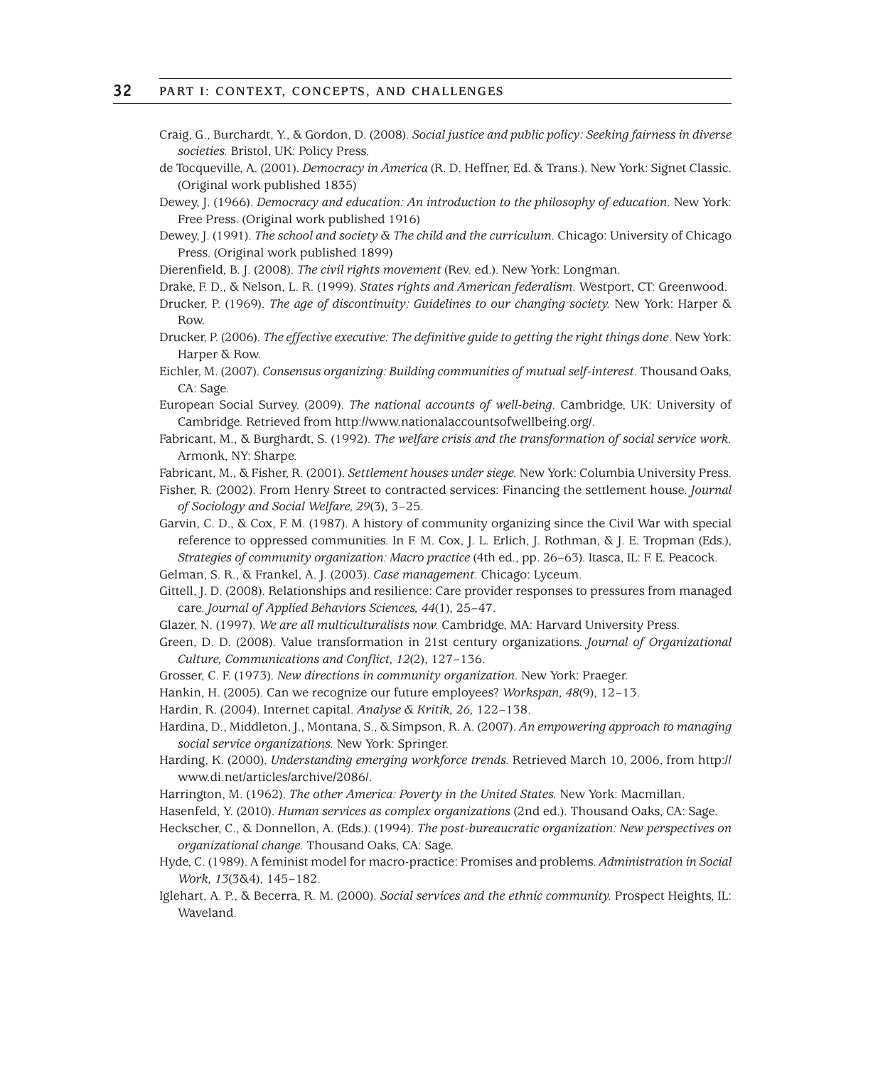Craig, G., Burchardt, Y., & Gordon, D. (2008). *Social justice and public policy: Seeking fairness in diverse societies.* Bristol, UK: Policy Press.

de Tocqueville, A. (2001). *Democracy in America* (R. D. Heffner, Ed. & Trans.). New York: Signet Classic. (Original work published 1835)

Dewey, J. (1966). *Democracy and education: An introduction to the philosophy of education.* New York: Free Press. (Original work published 1916)

Dewey, J. (1991). *The school and society & The child and the curriculum.* Chicago: University of Chicago Press. (Original work published 1899)

Dierenfield, B. J. (2008). *The civil rights movement* (Rev. ed.). New York: Longman.

Drake, F. D., & Nelson, L. R. (1999). *States rights and American federalism.* Westport, CT: Greenwood.

Drucker, P. (1969). *The age of discontinuity: Guidelines to our changing society.* New York: Harper & Row.

Drucker, P. (2006). *The effective executive: The definitive guide to getting the right things done*. New York: Harper & Row.

Eichler, M. (2007). *Consensus organizing: Building communities of mutual self-interest.* Thousand Oaks, CA: Sage.

European Social Survey. (2009). *The national accounts of well-being.* Cambridge, UK: University of Cambridge. Retrieved from http://www.nationalaccountsofwellbeing.org/.

Fabricant, M., & Burghardt, S. (1992). *The welfare crisis and the transformation of social service work.* Armonk, NY: Sharpe.

Fabricant, M., & Fisher, R. (2001). *Settlement houses under siege.* New York: Columbia University Press.

Fisher, R. (2002). From Henry Street to contracted services: Financing the settlement house. *Journal of Sociology and Social Welfare, 29*(3), 3–25.

Garvin, C. D., & Cox, F. M. (1987). A history of community organizing since the Civil War with special reference to oppressed communities. In F. M. Cox, J. L. Erlich, J. Rothman, & J. E. Tropman (Eds.), *Strategies of community organization: Macro practice* (4th ed., pp. 26–63). Itasca, IL: F. E. Peacock.

Gelman, S. R., & Frankel, A. J. (2003). *Case management.* Chicago: Lyceum.

Gittell, J. D. (2008). Relationships and resilience: Care provider responses to pressures from managed care. *Journal of Applied Behaviors Sciences, 44*(1), 25–47.

Glazer, N. (1997). *We are all multiculturalists now.* Cambridge, MA: Harvard University Press.

Green, D. D. (2008). Value transformation in 21st century organizations. *Journal of Organizational Culture, Communications and Conflict, 12*(2), 127–136.

Grosser, C. F. (1973). *New directions in community organization.* New York: Praeger.

Hankin, H. (2005). Can we recognize our future employees? *Workspan, 48*(9), 12–13.

Hardin, R. (2004). Internet capital. *Analyse & Kritik, 26,* 122–138.

Hardina, D., Middleton, J., Montana, S., & Simpson, R. A. (2007). *An empowering approach to managing social service organizations.* New York: Springer.

Harding, K. (2000). *Understanding emerging workforce trends.* Retrieved March 10, 2006, from http://www.di.net/articles/archive/2086/.

Harrington, M. (1962). *The other America: Poverty in the United States.* New York: Macmillan.

Hasenfeld, Y. (2010). *Human services as complex organizations* (2nd ed.). Thousand Oaks, CA: Sage.

Heckscher, C., & Donnellon, A. (Eds.). (1994). *The post-bureaucratic organization: New perspectives on organizational change.* Thousand Oaks, CA: Sage.

Hyde, C. (1989). A feminist model for macro-practice: Promises and problems. *Administration in Social Work, 13*(3&4), 145–182.

Iglehart, A. P., & Becerra, R. M. (2000). *Social services and the ethnic community.* Prospect Heights, IL: Waveland.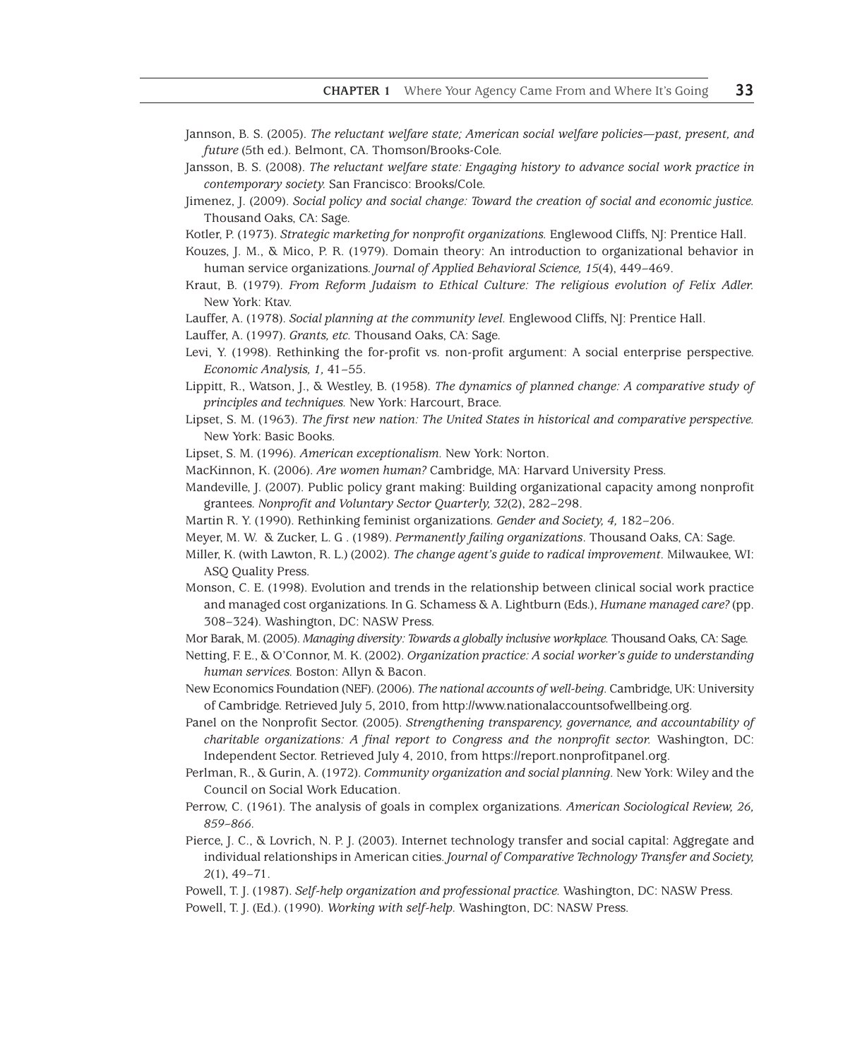Jannson, B. S. (2005). *The reluctant welfare state; American social welfare policies—past, present, and future* (5th ed.). Belmont, CA. Thomson/Brooks-Cole.

Jansson, B. S. (2008). *The reluctant welfare state: Engaging history to advance social work practice in contemporary society.* San Francisco: Brooks/Cole.

Jimenez, J. (2009). *Social policy and social change: Toward the creation of social and economic justice.* Thousand Oaks, CA: Sage.

Kotler, P. (1973). *Strategic marketing for nonprofit organizations.* Englewood Cliffs, NJ: Prentice Hall.

Kouzes, J. M., & Mico, P. R. (1979). Domain theory: An introduction to organizational behavior in human service organizations. *Journal of Applied Behavioral Science, 15*(4), 449–469.

Kraut, B. (1979). *From Reform Judaism to Ethical Culture: The religious evolution of Felix Adler.* New York: Ktav.

Lauffer, A. (1978). *Social planning at the community level.* Englewood Cliffs, NJ: Prentice Hall.

Lauffer, A. (1997). *Grants, etc.* Thousand Oaks, CA: Sage.

Levi, Y. (1998). Rethinking the for-profit vs. non-profit argument: A social enterprise perspective. *Economic Analysis, 1,* 41–55.

Lippitt, R., Watson, J., & Westley, B. (1958). *The dynamics of planned change: A comparative study of principles and techniques.* New York: Harcourt, Brace.

Lipset, S. M. (1963). *The first new nation: The United States in historical and comparative perspective.* New York: Basic Books.

Lipset, S. M. (1996). *American exceptionalism.* New York: Norton.

MacKinnon, K. (2006). *Are women human?* Cambridge, MA: Harvard University Press.

Mandeville, J. (2007). Public policy grant making: Building organizational capacity among nonprofit grantees. *Nonprofit and Voluntary Sector Quarterly, 32*(2), 282–298.

Martin R. Y. (1990). Rethinking feminist organizations. *Gender and Society, 4,* 182–206.

Meyer, M. W. & Zucker, L. G . (1989). *Permanently failing organizations*. Thousand Oaks, CA: Sage.

Miller, K. (with Lawton, R. L.) (2002). *The change agent's guide to radical improvement*. Milwaukee, WI: ASQ Quality Press.

Monson, C. E. (1998). Evolution and trends in the relationship between clinical social work practice and managed cost organizations. In G. Schamess & A. Lightburn (Eds.), *Humane managed care?* (pp. 308–324). Washington, DC: NASW Press.

Mor Barak, M. (2005). *Managing diversity: Towards a globally inclusive workplace.* Thousand Oaks, CA: Sage.

Netting, F. E., & O'Connor, M. K. (2002). *Organization practice: A social worker's guide to understanding human services.* Boston: Allyn & Bacon.

New Economics Foundation (NEF). (2006). *The national accounts of well-being.* Cambridge, UK: University of Cambridge. Retrieved July 5, 2010, from http://www.nationalaccountsofwellbeing.org.

Panel on the Nonprofit Sector. (2005). *Strengthening transparency, governance, and accountability of charitable organizations: A final report to Congress and the nonprofit sector.* Washington, DC: Independent Sector. Retrieved July 4, 2010, from https://report.nonprofitpanel.org.

Perlman, R., & Gurin, A. (1972). *Community organization and social planning.* New York: Wiley and the Council on Social Work Education.

Perrow, C. (1961). The analysis of goals in complex organizations. *American Sociological Review, 26, 859–866.*

Pierce, J. C., & Lovrich, N. P. J. (2003). Internet technology transfer and social capital: Aggregate and individual relationships in American cities. *Journal of Comparative Technology Transfer and Society, 2*(1), 49–71.

Powell, T. J. (1987). *Self-help organization and professional practice.* Washington, DC: NASW Press.

Powell, T. J. (Ed.). (1990). *Working with self-help.* Washington, DC: NASW Press.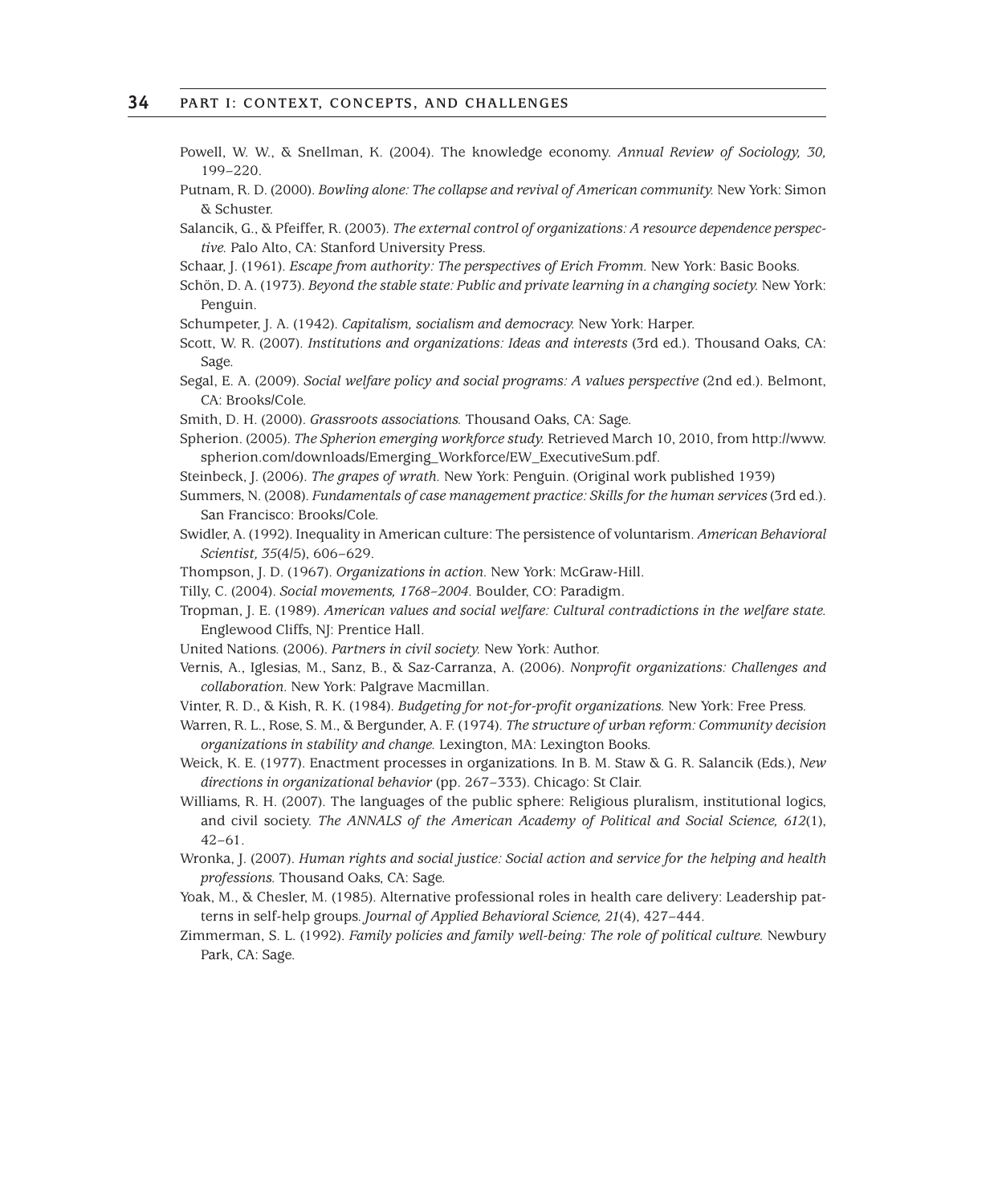Powell, W. W., & Snellman, K. (2004). The knowledge economy. *Annual Review of Sociology, 30,* 199–220.

Putnam, R. D. (2000). *Bowling alone: The collapse and revival of American community.* New York: Simon & Schuster.

Salancik, G., & Pfeiffer, R. (2003). *The external control of organizations: A resource dependence perspective.* Palo Alto, CA: Stanford University Press.

Schaar, J. (1961). *Escape from authority: The perspectives of Erich Fromm.* New York: Basic Books.

Schön, D. A. (1973). *Beyond the stable state: Public and private learning in a changing society.* New York: Penguin.

Schumpeter, J. A. (1942). *Capitalism, socialism and democracy.* New York: Harper.

Scott, W. R. (2007). *Institutions and organizations: Ideas and interests* (3rd ed.). Thousand Oaks, CA: Sage.

Segal, E. A. (2009). *Social welfare policy and social programs: A values perspective* (2nd ed.). Belmont, CA: Brooks/Cole.

Smith, D. H. (2000). *Grassroots associations.* Thousand Oaks, CA: Sage.

Spherion. (2005). *The Spherion emerging workforce study.* Retrieved March 10, 2010, from http://www.spherion.com/downloads/Emerging_Workforce/EW_ExecutiveSum.pdf.

Steinbeck, J. (2006). *The grapes of wrath.* New York: Penguin. (Original work published 1939)

Summers, N. (2008). *Fundamentals of case management practice: Skills for the human services* (3rd ed.). San Francisco: Brooks/Cole.

Swidler, A. (1992). Inequality in American culture: The persistence of voluntarism. *American Behavioral Scientist, 35*(4/5), 606–629.

Thompson, J. D. (1967). *Organizations in action.* New York: McGraw-Hill.

Tilly, C. (2004). *Social movements, 1768–2004.* Boulder, CO: Paradigm.

Tropman, J. E. (1989). *American values and social welfare: Cultural contradictions in the welfare state.* Englewood Cliffs, NJ: Prentice Hall.

United Nations. (2006). *Partners in civil society.* New York: Author.

Vernis, A., Iglesias, M., Sanz, B., & Saz-Carranza, A. (2006). *Nonprofit organizations: Challenges and collaboration.* New York: Palgrave Macmillan.

Vinter, R. D., & Kish, R. K. (1984). *Budgeting for not-for-profit organizations.* New York: Free Press.

Warren, R. L., Rose, S. M., & Bergunder, A. F. (1974). *The structure of urban reform: Community decision organizations in stability and change.* Lexington, MA: Lexington Books.

Weick, K. E. (1977). Enactment processes in organizations. In B. M. Staw & G. R. Salancik (Eds.), *New directions in organizational behavior* (pp. 267–333). Chicago: St Clair.

Williams, R. H. (2007). The languages of the public sphere: Religious pluralism, institutional logics, and civil society. *The ANNALS of the American Academy of Political and Social Science, 612*(1), 42–61.

Wronka, J. (2007). *Human rights and social justice: Social action and service for the helping and health professions.* Thousand Oaks, CA: Sage.

Yoak, M., & Chesler, M. (1985). Alternative professional roles in health care delivery: Leadership patterns in self-help groups. *Journal of Applied Behavioral Science, 21*(4), 427–444.

Zimmerman, S. L. (1992). *Family policies and family well-being: The role of political culture.* Newbury Park, CA: Sage.